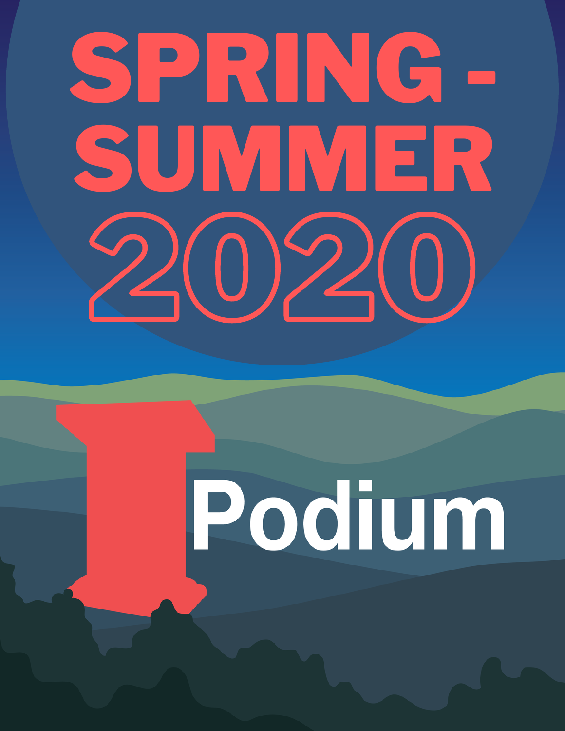# SPRING - SUMMER 2020

# Podium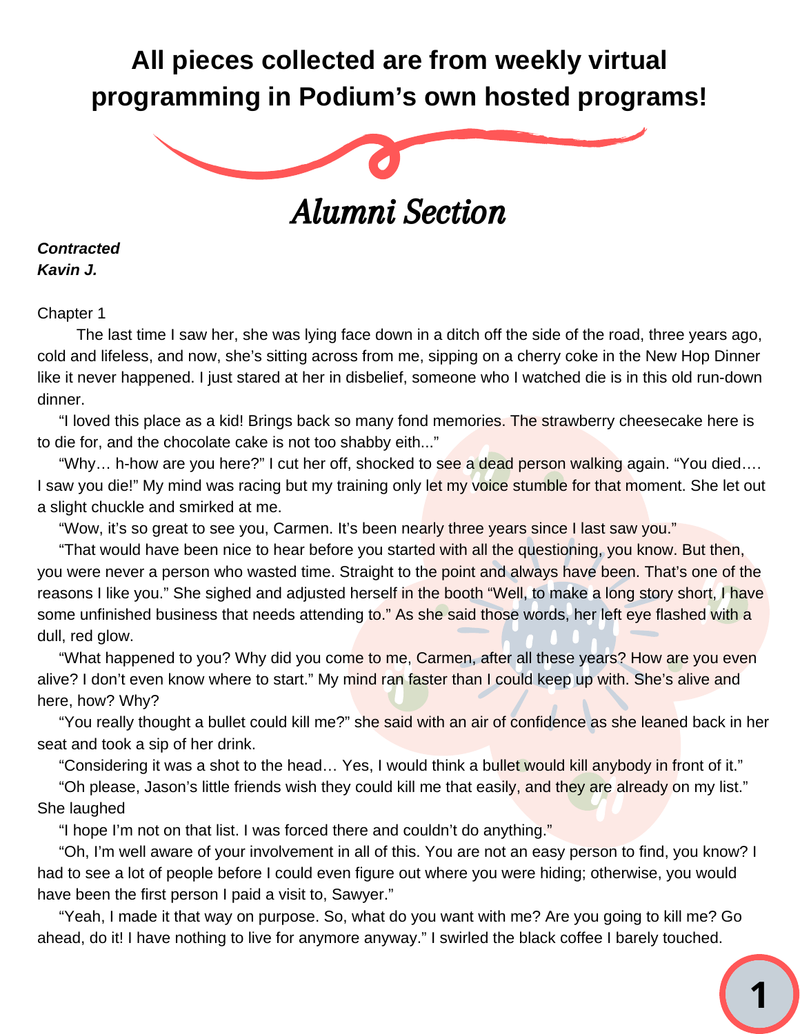**All pieces collected are from weekly virtual programming in Podium's own hosted programs!**

# *Alumni Section*

***Contracted***
***Kavin J.***

Chapter 1

The last time I saw her, she was lying face down in a ditch off the side of the road, three years ago, cold and lifeless, and now, she's sitting across from me, sipping on a cherry coke in the New Hop Dinner like it never happened. I just stared at her in disbelief, someone who I watched die is in this old run-down dinner.

"I loved this place as a kid! Brings back so many fond memories. The strawberry cheesecake here is to die for, and the chocolate cake is not too shabby eith..."

"Why… h-how are you here?" I cut her off, shocked to see a dead person walking again. "You died…. I saw you die!" My mind was racing but my training only let my voice stumble for that moment. She let out a slight chuckle and smirked at me.

"Wow, it's so great to see you, Carmen. It's been nearly three years since I last saw you."

"That would have been nice to hear before you started with all the questioning, you know. But then, you were never a person who wasted time. Straight to the point and always have been. That's one of the reasons I like you." She sighed and adjusted herself in the booth "Well, to make a long story short, I have some unfinished business that needs attending to." As she said those words, her left eye flashed with a dull, red glow.

"What happened to you? Why did you come to me, Carmen, after all these years? How are you even alive? I don't even know where to start." My mind ran faster than I could keep up with. She's alive and here, how? Why?

"You really thought a bullet could kill me?" she said with an air of confidence as she leaned back in her seat and took a sip of her drink.

"Considering it was a shot to the head… Yes, I would think a bullet would kill anybody in front of it."

"Oh please, Jason's little friends wish they could kill me that easily, and they are already on my list." She laughed

"I hope I'm not on that list. I was forced there and couldn't do anything."

"Oh, I'm well aware of your involvement in all of this. You are not an easy person to find, you know? I had to see a lot of people before I could even figure out where you were hiding; otherwise, you would have been the first person I paid a visit to, Sawyer."

"Yeah, I made it that way on purpose. So, what do you want with me? Are you going to kill me? Go ahead, do it! I have nothing to live for anymore anyway." I swirled the black coffee I barely touched.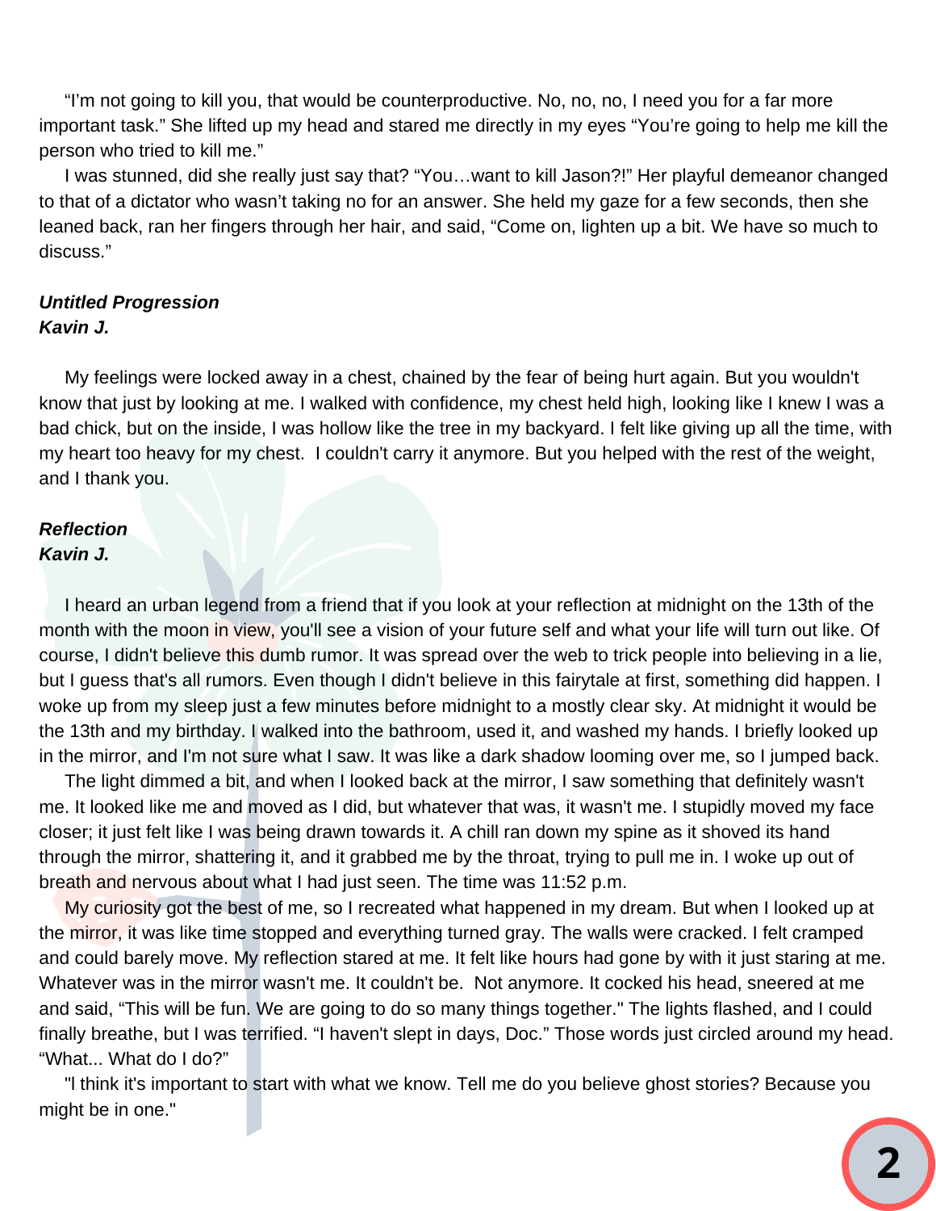"I'm not going to kill you, that would be counterproductive. No, no, no, I need you for a far more important task." She lifted up my head and stared me directly in my eyes "You're going to help me kill the person who tried to kill me."

I was stunned, did she really just say that? "You…want to kill Jason?!" Her playful demeanor changed to that of a dictator who wasn't taking no for an answer. She held my gaze for a few seconds, then she leaned back, ran her fingers through her hair, and said, "Come on, lighten up a bit. We have so much to discuss."

***Untitled Progression***
***Kavin J.***

My feelings were locked away in a chest, chained by the fear of being hurt again. But you wouldn't know that just by looking at me. I walked with confidence, my chest held high, looking like I knew I was a bad chick, but on the inside, I was hollow like the tree in my backyard. I felt like giving up all the time, with my heart too heavy for my chest. I couldn't carry it anymore. But you helped with the rest of the weight, and I thank you.

***Reflection***
***Kavin J.***

I heard an urban legend from a friend that if you look at your reflection at midnight on the 13th of the month with the moon in view, you'll see a vision of your future self and what your life will turn out like. Of course, I didn't believe this dumb rumor. It was spread over the web to trick people into believing in a lie, but I guess that's all rumors. Even though I didn't believe in this fairytale at first, something did happen. I woke up from my sleep just a few minutes before midnight to a mostly clear sky. At midnight it would be the 13th and my birthday. I walked into the bathroom, used it, and washed my hands. I briefly looked up in the mirror, and I'm not sure what I saw. It was like a dark shadow looming over me, so I jumped back.

The light dimmed a bit, and when I looked back at the mirror, I saw something that definitely wasn't me. It looked like me and moved as I did, but whatever that was, it wasn't me. I stupidly moved my face closer; it just felt like I was being drawn towards it. A chill ran down my spine as it shoved its hand through the mirror, shattering it, and it grabbed me by the throat, trying to pull me in. I woke up out of breath and nervous about what I had just seen. The time was 11:52 p.m.

My curiosity got the best of me, so I recreated what happened in my dream. But when I looked up at the mirror, it was like time stopped and everything turned gray. The walls were cracked. I felt cramped and could barely move. My reflection stared at me. It felt like hours had gone by with it just staring at me. Whatever was in the mirror wasn't me. It couldn't be. Not anymore. It cocked his head, sneered at me and said, "This will be fun. We are going to do so many things together." The lights flashed, and I could finally breathe, but I was terrified. "I haven't slept in days, Doc." Those words just circled around my head. "What... What do I do?"

"I think it's important to start with what we know. Tell me do you believe ghost stories? Because you might be in one."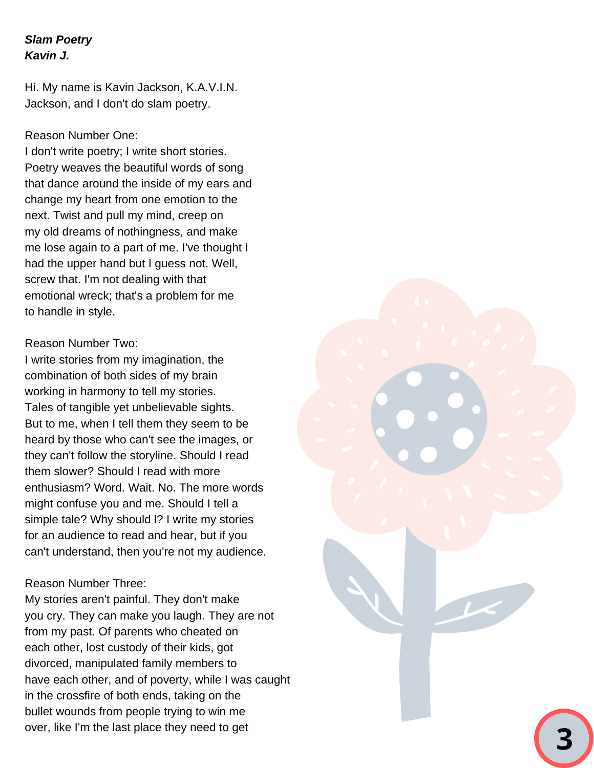***Slam Poetry***
***Kavin J.***

Hi. My name is Kavin Jackson, K.A.V.I.N. Jackson, and I don't do slam poetry.

Reason Number One:
I don't write poetry; I write short stories. Poetry weaves the beautiful words of song that dance around the inside of my ears and change my heart from one emotion to the next. Twist and pull my mind, creep on my old dreams of nothingness, and make me lose again to a part of me. I've thought I had the upper hand but I guess not. Well, screw that. I'm not dealing with that emotional wreck; that's a problem for me to handle in style.

Reason Number Two:
I write stories from my imagination, the combination of both sides of my brain working in harmony to tell my stories. Tales of tangible yet unbelievable sights. But to me, when I tell them they seem to be heard by those who can't see the images, or they can't follow the storyline. Should I read them slower? Should I read with more enthusiasm? Word. Wait. No. The more words might confuse you and me. Should I tell a simple tale? Why should I? I write my stories for an audience to read and hear, but if you can't understand, then you're not my audience.

Reason Number Three:
My stories aren't painful. They don't make you cry. They can make you laugh. They are not from my past. Of parents who cheated on each other, lost custody of their kids, got divorced, manipulated family members to have each other, and of poverty, while I was caught in the crossfire of both ends, taking on the bullet wounds from people trying to win me over, like I'm the last place they need to get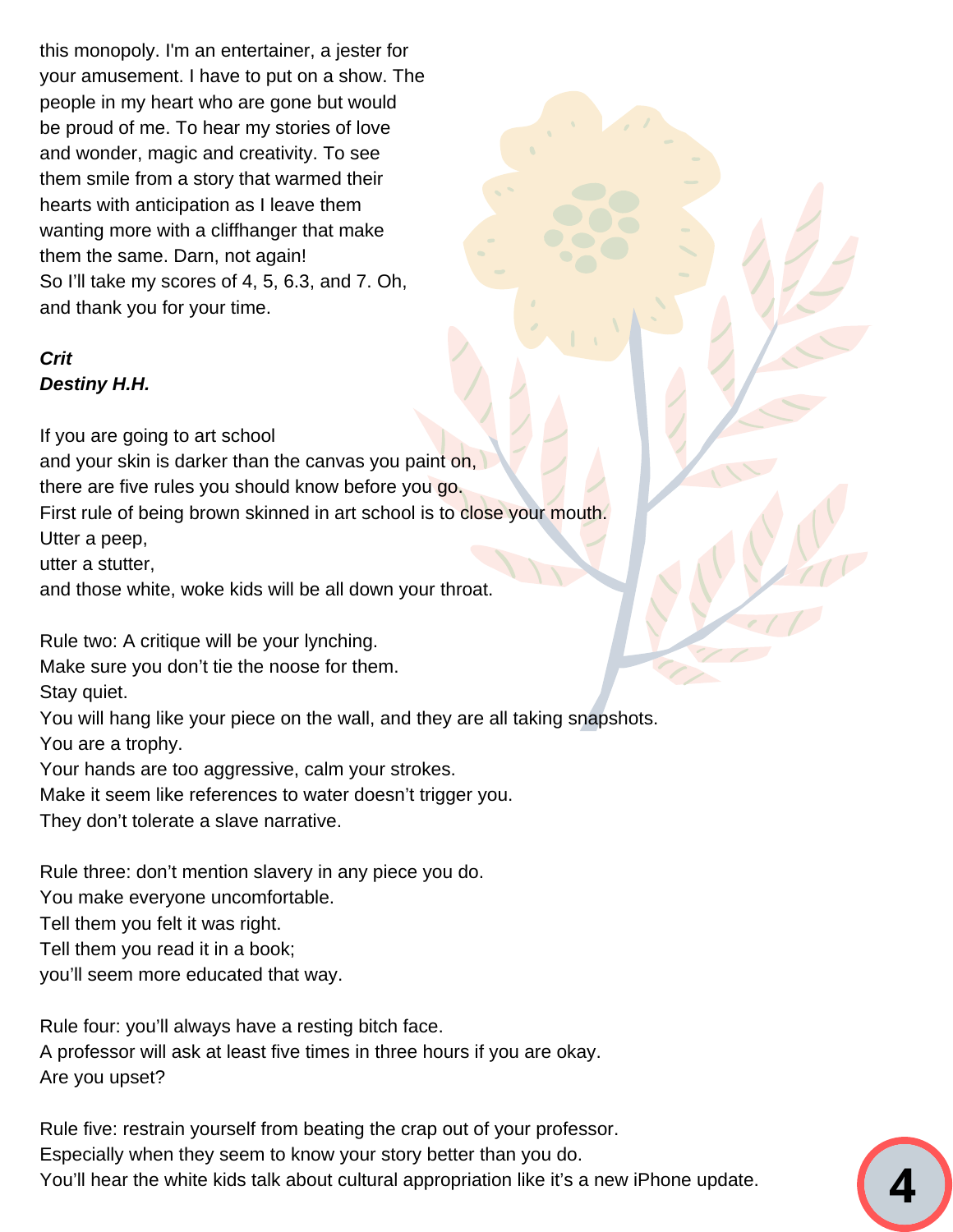this monopoly. I'm an entertainer, a jester for your amusement. I have to put on a show. The people in my heart who are gone but would be proud of me. To hear my stories of love and wonder, magic and creativity. To see them smile from a story that warmed their hearts with anticipation as I leave them wanting more with a cliffhanger that make them the same. Darn, not again!
So I'll take my scores of 4, 5, 6.3, and 7. Oh, and thank you for your time.

***Crit***
***Destiny H.H.***

If you are going to art school
and your skin is darker than the canvas you paint on,
there are five rules you should know before you go.
First rule of being brown skinned in art school is to close your mouth.
Utter a peep,
utter a stutter,
and those white, woke kids will be all down your throat.

Rule two: A critique will be your lynching.
Make sure you don't tie the noose for them.
Stay quiet.
You will hang like your piece on the wall, and they are all taking snapshots.
You are a trophy.
Your hands are too aggressive, calm your strokes.
Make it seem like references to water doesn't trigger you.
They don't tolerate a slave narrative.

Rule three: don't mention slavery in any piece you do.
You make everyone uncomfortable.
Tell them you felt it was right.
Tell them you read it in a book;
you'll seem more educated that way.

Rule four: you'll always have a resting bitch face.
A professor will ask at least five times in three hours if you are okay.
Are you upset?

Rule five: restrain yourself from beating the crap out of your professor.
Especially when they seem to know your story better than you do.
You'll hear the white kids talk about cultural appropriation like it's a new iPhone update.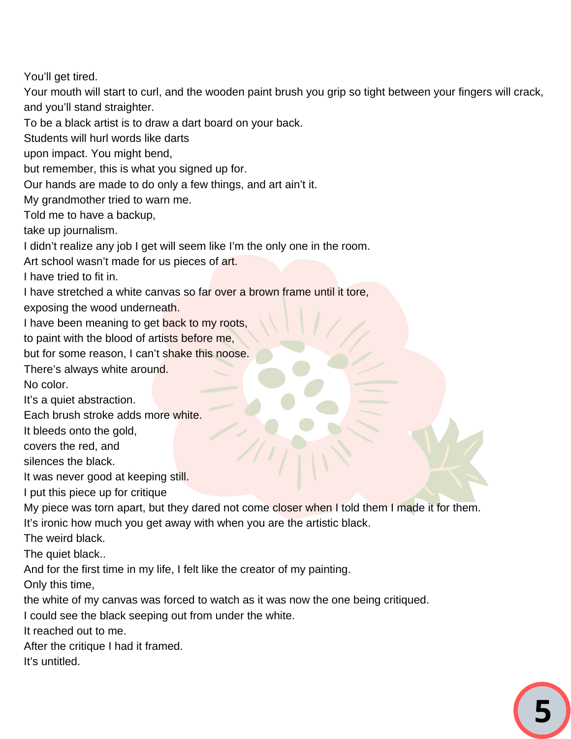You'll get tired.
Your mouth will start to curl, and the wooden paint brush you grip so tight between your fingers will crack, and you'll stand straighter.
To be a black artist is to draw a dart board on your back.
Students will hurl words like darts
upon impact. You might bend,
but remember, this is what you signed up for.
Our hands are made to do only a few things, and art ain't it.
My grandmother tried to warn me.
Told me to have a backup,
take up journalism.
I didn't realize any job I get will seem like I'm the only one in the room.
Art school wasn't made for us pieces of art.
I have tried to fit in.
I have stretched a white canvas so far over a brown frame until it tore,
exposing the wood underneath.
I have been meaning to get back to my roots,
to paint with the blood of artists before me,
but for some reason, I can't shake this noose.
There's always white around.
No color.
It's a quiet abstraction.
Each brush stroke adds more white.
It bleeds onto the gold,
covers the red, and
silences the black.
It was never good at keeping still.
I put this piece up for critique
My piece was torn apart, but they dared not come closer when I told them I made it for them.
It's ironic how much you get away with when you are the artistic black.
The weird black.
The quiet black..
And for the first time in my life, I felt like the creator of my painting.
Only this time,
the white of my canvas was forced to watch as it was now the one being critiqued.
I could see the black seeping out from under the white.
It reached out to me.
After the critique I had it framed.
It's untitled.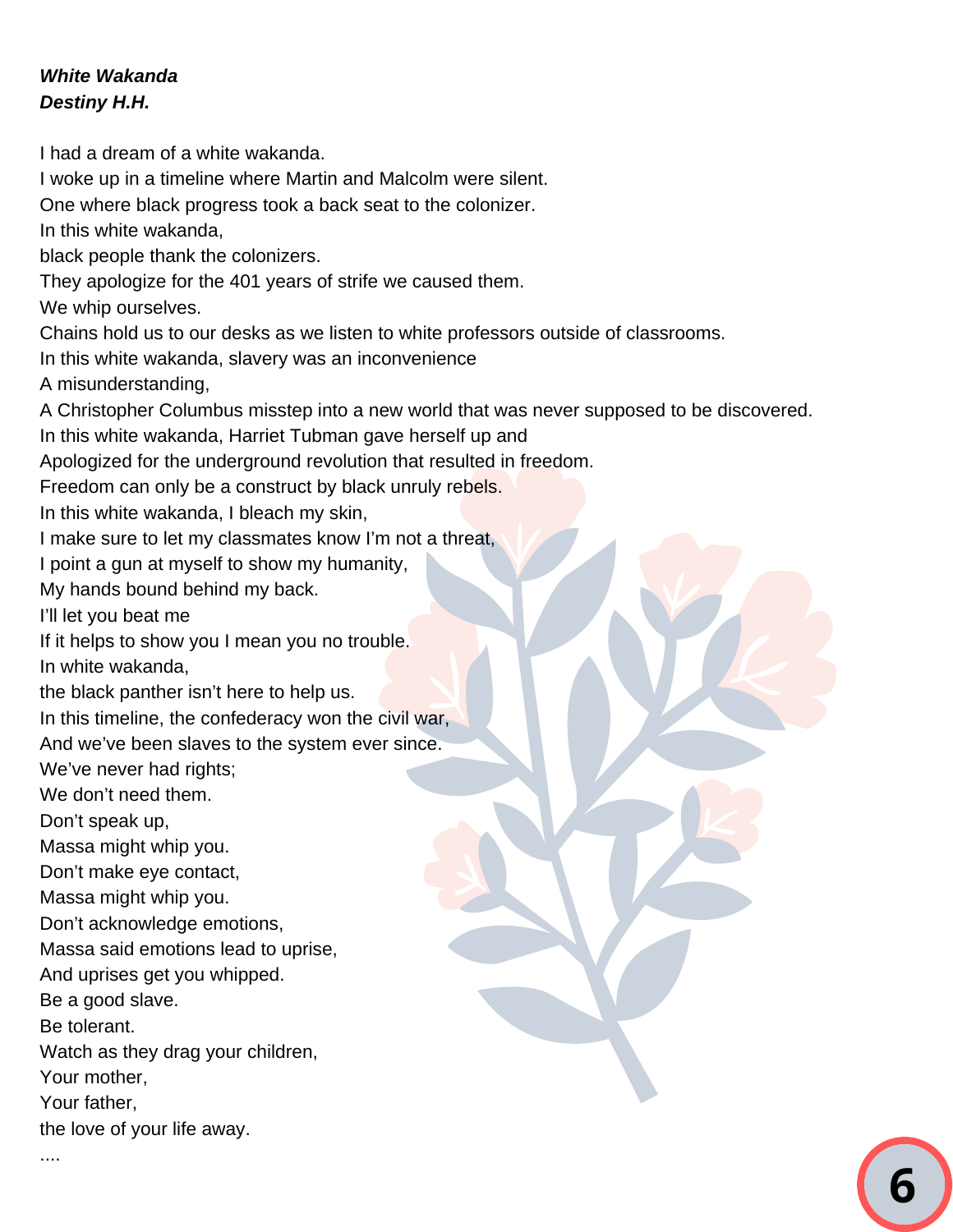***White Wakanda***
***Destiny H.H.***

I had a dream of a white wakanda.
I woke up in a timeline where Martin and Malcolm were silent.
One where black progress took a back seat to the colonizer.
In this white wakanda,
black people thank the colonizers.
They apologize for the 401 years of strife we caused them.
We whip ourselves.
Chains hold us to our desks as we listen to white professors outside of classrooms.
In this white wakanda, slavery was an inconvenience
A misunderstanding,
A Christopher Columbus misstep into a new world that was never supposed to be discovered.
In this white wakanda, Harriet Tubman gave herself up and
Apologized for the underground revolution that resulted in freedom.
Freedom can only be a construct by black unruly rebels.
In this white wakanda, I bleach my skin,
I make sure to let my classmates know I'm not a threat,
I point a gun at myself to show my humanity,
My hands bound behind my back.
I'll let you beat me
If it helps to show you I mean you no trouble.
In white wakanda,
the black panther isn't here to help us.
In this timeline, the confederacy won the civil war,
And we've been slaves to the system ever since.
We've never had rights;
We don't need them.
Don't speak up,
Massa might whip you.
Don't make eye contact,
Massa might whip you.
Don't acknowledge emotions,
Massa said emotions lead to uprise,
And uprises get you whipped.
Be a good slave.
Be tolerant.
Watch as they drag your children,
Your mother,
Your father,
the love of your life away.
....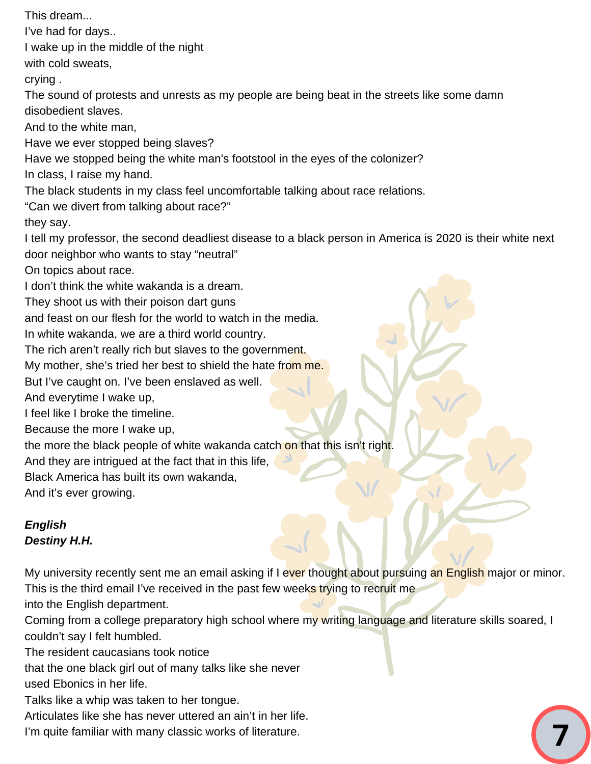This dream...
I've had for days..
I wake up in the middle of the night
with cold sweats,
crying .
The sound of protests and unrests as my people are being beat in the streets like some damn disobedient slaves.
And to the white man,
Have we ever stopped being slaves?
Have we stopped being the white man's footstool in the eyes of the colonizer?
In class, I raise my hand.
The black students in my class feel uncomfortable talking about race relations.
"Can we divert from talking about race?"
they say.
I tell my professor, the second deadliest disease to a black person in America is 2020 is their white next door neighbor who wants to stay "neutral"
On topics about race.
I don't think the white wakanda is a dream.
They shoot us with their poison dart guns
and feast on our flesh for the world to watch in the media.
In white wakanda, we are a third world country.
The rich aren't really rich but slaves to the government.
My mother, she's tried her best to shield the hate from me.
But I've caught on. I've been enslaved as well.
And everytime I wake up,
I feel like I broke the timeline.
Because the more I wake up,
the more the black people of white wakanda catch on that this isn't right.
And they are intrigued at the fact that in this life,
Black America has built its own wakanda,
And it's ever growing.

***English***
***Destiny H.H.***

My university recently sent me an email asking if I ever thought about pursuing an English major or minor.
This is the third email I've received in the past few weeks trying to recruit me
into the English department.
Coming from a college preparatory high school where my writing language and literature skills soared, I couldn't say I felt humbled.
The resident caucasians took notice
that the one black girl out of many talks like she never
used Ebonics in her life.
Talks like a whip was taken to her tongue.
Articulates like she has never uttered an ain't in her life.
I'm quite familiar with many classic works of literature.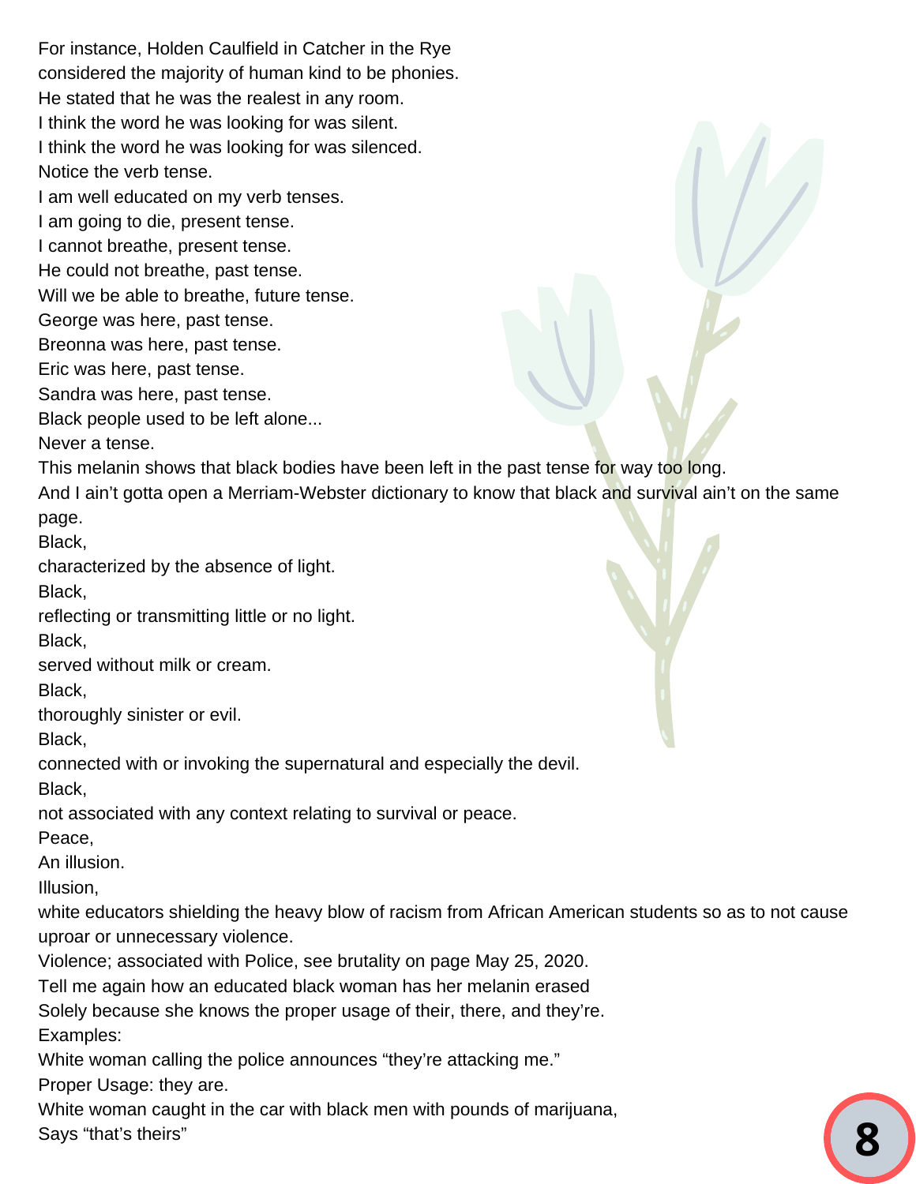For instance, Holden Caulfield in Catcher in the Rye
considered the majority of human kind to be phonies.
He stated that he was the realest in any room.
I think the word he was looking for was silent.
I think the word he was looking for was silenced.
Notice the verb tense.
I am well educated on my verb tenses.
I am going to die, present tense.
I cannot breathe, present tense.
He could not breathe, past tense.
Will we be able to breathe, future tense.
George was here, past tense.
Breonna was here, past tense.
Eric was here, past tense.
Sandra was here, past tense.
Black people used to be left alone...
Never a tense.
This melanin shows that black bodies have been left in the past tense for way too long.
And I ain't gotta open a Merriam-Webster dictionary to know that black and survival ain't on the same page.
Black,
characterized by the absence of light.
Black,
reflecting or transmitting little or no light.
Black,
served without milk or cream.
Black,
thoroughly sinister or evil.
Black,
connected with or invoking the supernatural and especially the devil.
Black,
not associated with any context relating to survival or peace.
Peace,
An illusion.
Illusion,
white educators shielding the heavy blow of racism from African American students so as to not cause uproar or unnecessary violence.
Violence; associated with Police, see brutality on page May 25, 2020.
Tell me again how an educated black woman has her melanin erased
Solely because she knows the proper usage of their, there, and they're.
Examples:
White woman calling the police announces "they're attacking me."
Proper Usage: they are.
White woman caught in the car with black men with pounds of marijuana,
Says "that's theirs"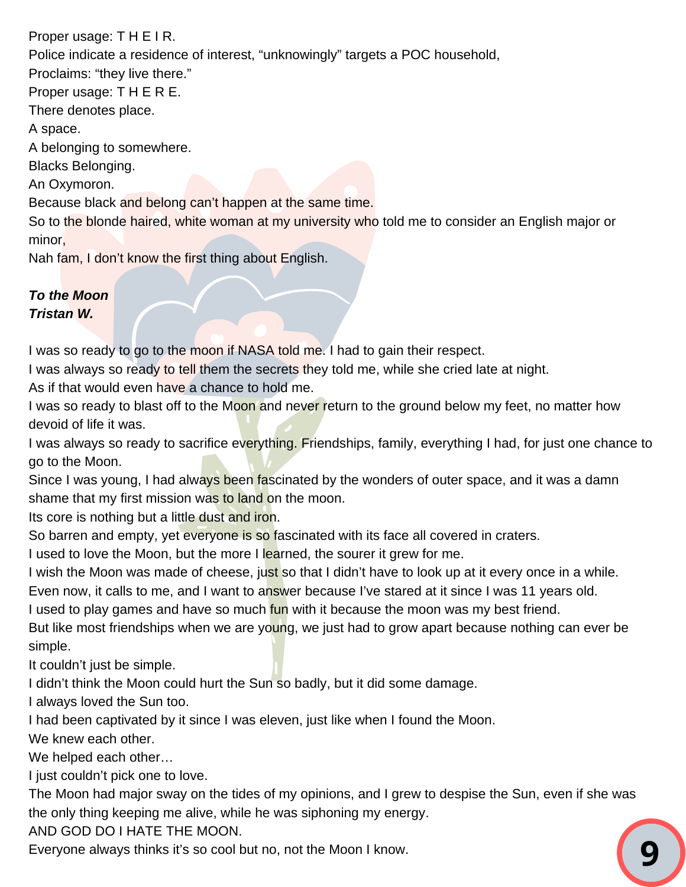Proper usage: T H E I R.
Police indicate a residence of interest, “unknowingly” targets a POC household,
Proclaims: “they live there.”
Proper usage: T H E R E.
There denotes place.
A space.
A belonging to somewhere.
Blacks Belonging.
An Oxymoron.
Because black and belong can’t happen at the same time.
So to the blonde haired, white woman at my university who told me to consider an English major or minor,
Nah fam, I don’t know the first thing about English.

***To the Moon***
***Tristan W.***

I was so ready to go to the moon if NASA told me. I had to gain their respect.
I was always so ready to tell them the secrets they told me, while she cried late at night.
As if that would even have a chance to hold me.
I was so ready to blast off to the Moon and never return to the ground below my feet, no matter how devoid of life it was.
I was always so ready to sacrifice everything. Friendships, family, everything I had, for just one chance to go to the Moon.
Since I was young, I had always been fascinated by the wonders of outer space, and it was a damn shame that my first mission was to land on the moon.
Its core is nothing but a little dust and iron.
So barren and empty, yet everyone is so fascinated with its face all covered in craters.
I used to love the Moon, but the more I learned, the sourer it grew for me.
I wish the Moon was made of cheese, just so that I didn’t have to look up at it every once in a while.
Even now, it calls to me, and I want to answer because I’ve stared at it since I was 11 years old.
I used to play games and have so much fun with it because the moon was my best friend.
But like most friendships when we are young, we just had to grow apart because nothing can ever be simple.
It couldn’t just be simple.
I didn’t think the Moon could hurt the Sun so badly, but it did some damage.
I always loved the Sun too.
I had been captivated by it since I was eleven, just like when I found the Moon.
We knew each other.
We helped each other…
I just couldn’t pick one to love.
The Moon had major sway on the tides of my opinions, and I grew to despise the Sun, even if she was the only thing keeping me alive, while he was siphoning my energy.
AND GOD DO I HATE THE MOON.
Everyone always thinks it’s so cool but no, not the Moon I know.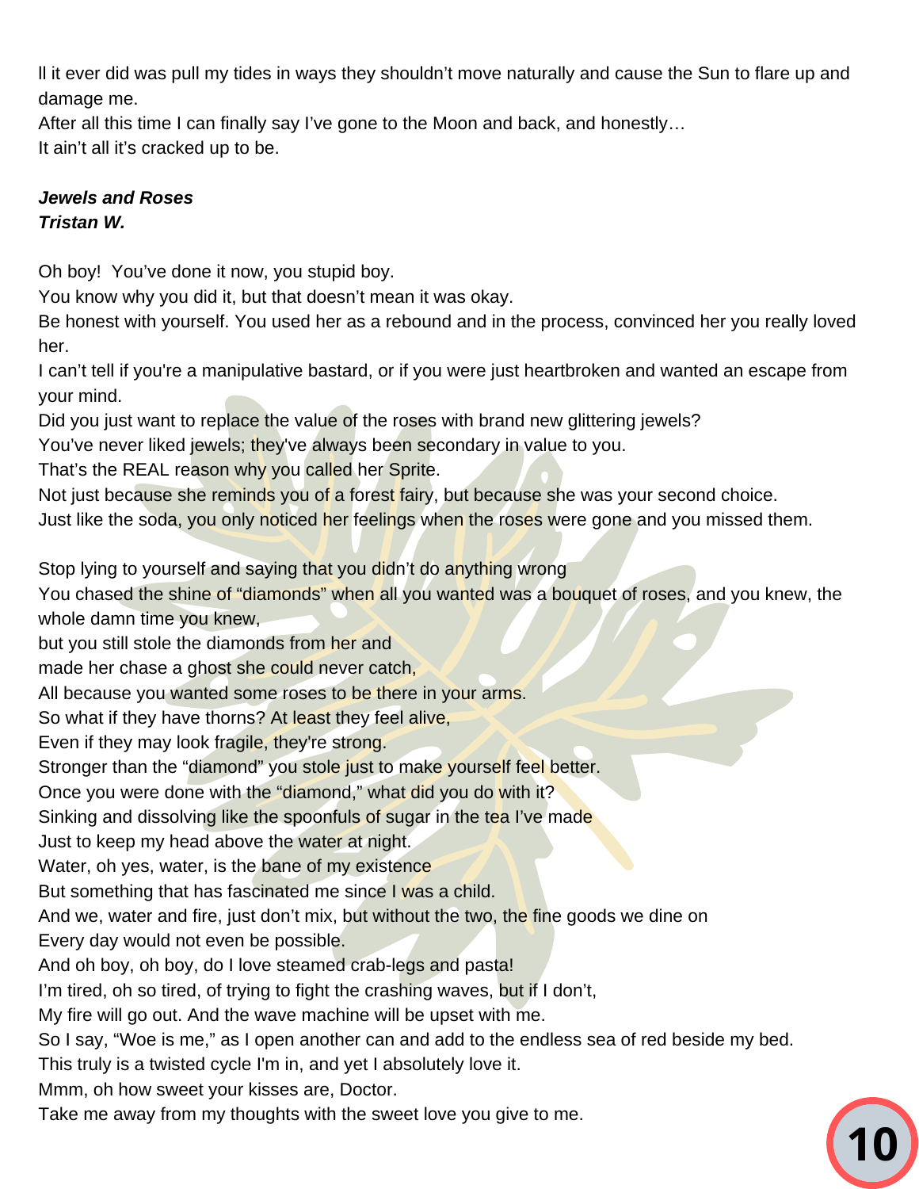ll it ever did was pull my tides in ways they shouldn't move naturally and cause the Sun to flare up and damage me.
After all this time I can finally say I've gone to the Moon and back, and honestly…
It ain't all it's cracked up to be.

***Jewels and Roses***
***Tristan W.***

Oh boy!  You've done it now, you stupid boy.
You know why you did it, but that doesn't mean it was okay.
Be honest with yourself. You used her as a rebound and in the process, convinced her you really loved her.
I can't tell if you're a manipulative bastard, or if you were just heartbroken and wanted an escape from your mind.
Did you just want to replace the value of the roses with brand new glittering jewels?
You've never liked jewels; they've always been secondary in value to you.
That's the REAL reason why you called her Sprite.
Not just because she reminds you of a forest fairy, but because she was your second choice.
Just like the soda, you only noticed her feelings when the roses were gone and you missed them.

Stop lying to yourself and saying that you didn't do anything wrong
You chased the shine of "diamonds" when all you wanted was a bouquet of roses, and you knew, the whole damn time you knew,
but you still stole the diamonds from her and
made her chase a ghost she could never catch,
All because you wanted some roses to be there in your arms.
So what if they have thorns? At least they feel alive,
Even if they may look fragile, they're strong.
Stronger than the "diamond" you stole just to make yourself feel better.
Once you were done with the "diamond," what did you do with it?
Sinking and dissolving like the spoonfuls of sugar in the tea I've made
Just to keep my head above the water at night.
Water, oh yes, water, is the bane of my existence
But something that has fascinated me since I was a child.
And we, water and fire, just don't mix, but without the two, the fine goods we dine on
Every day would not even be possible.
And oh boy, oh boy, do I love steamed crab-legs and pasta!
I'm tired, oh so tired, of trying to fight the crashing waves, but if I don't,
My fire will go out. And the wave machine will be upset with me.
So I say, "Woe is me," as I open another can and add to the endless sea of red beside my bed.
This truly is a twisted cycle I'm in, and yet I absolutely love it.
Mmm, oh how sweet your kisses are, Doctor.
Take me away from my thoughts with the sweet love you give to me.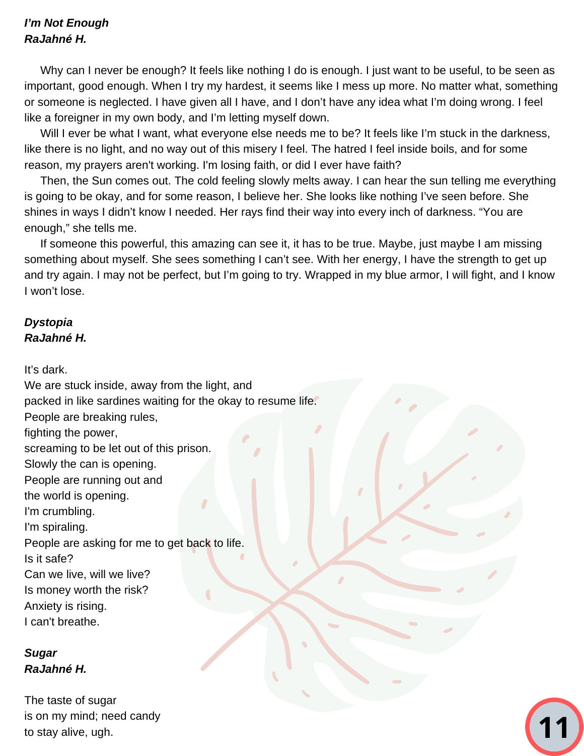***I'm Not Enough***
***RaJahné H.***

Why can I never be enough? It feels like nothing I do is enough. I just want to be useful, to be seen as important, good enough. When I try my hardest, it seems like I mess up more. No matter what, something or someone is neglected. I have given all I have, and I don't have any idea what I'm doing wrong. I feel like a foreigner in my own body, and I'm letting myself down.

Will I ever be what I want, what everyone else needs me to be? It feels like I'm stuck in the darkness, like there is no light, and no way out of this misery I feel. The hatred I feel inside boils, and for some reason, my prayers aren't working. I'm losing faith, or did I ever have faith?

Then, the Sun comes out. The cold feeling slowly melts away. I can hear the sun telling me everything is going to be okay, and for some reason, I believe her. She looks like nothing I've seen before. She shines in ways I didn't know I needed. Her rays find their way into every inch of darkness. "You are enough," she tells me.

If someone this powerful, this amazing can see it, it has to be true. Maybe, just maybe I am missing something about myself. She sees something I can't see. With her energy, I have the strength to get up and try again. I may not be perfect, but I'm going to try. Wrapped in my blue armor, I will fight, and I know I won't lose.

***Dystopia***
***RaJahné H.***

It's dark.
We are stuck inside, away from the light, and
packed in like sardines waiting for the okay to resume life.
People are breaking rules,
fighting the power,
screaming to be let out of this prison.
Slowly the can is opening.
People are running out and
the world is opening.
I'm crumbling.
I'm spiraling.
People are asking for me to get back to life.
Is it safe?
Can we live, will we live?
Is money worth the risk?
Anxiety is rising.
I can't breathe.

***Sugar***
***RaJahné H.***

The taste of sugar
is on my mind; need candy
to stay alive, ugh.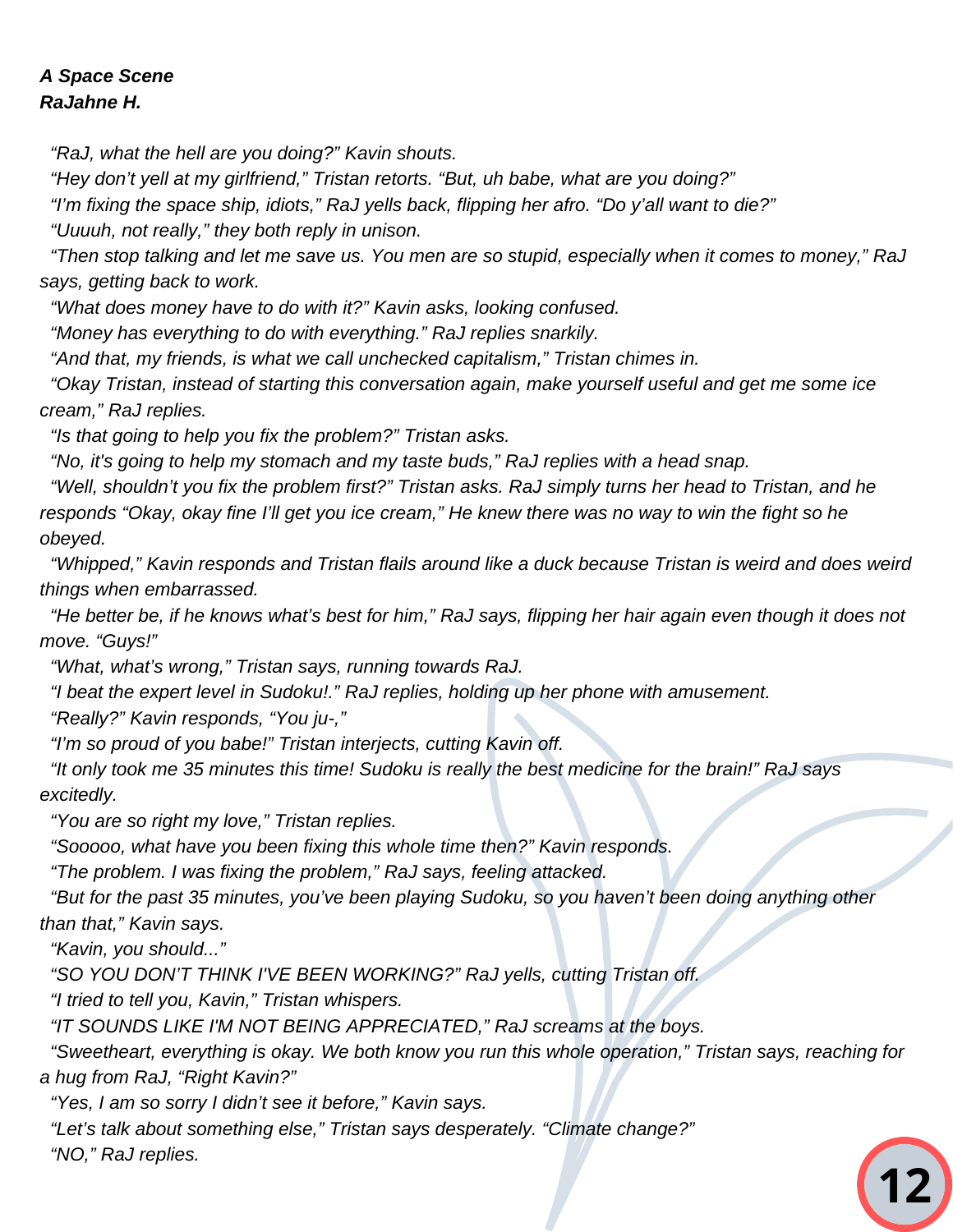***A Space Scene***
***RaJahne H.***

*"RaJ, what the hell are you doing?" Kavin shouts.*

*"Hey don't yell at my girlfriend," Tristan retorts. "But, uh babe, what are you doing?"*

*"I'm fixing the space ship, idiots," RaJ yells back, flipping her afro. "Do y'all want to die?"*

*"Uuuuh, not really," they both reply in unison.*

*"Then stop talking and let me save us. You men are so stupid, especially when it comes to money," RaJ says, getting back to work.*

*"What does money have to do with it?" Kavin asks, looking confused.*

*"Money has everything to do with everything." RaJ replies snarkily.*

*"And that, my friends, is what we call unchecked capitalism," Tristan chimes in.*

*"Okay Tristan, instead of starting this conversation again, make yourself useful and get me some ice cream," RaJ replies.*

*"Is that going to help you fix the problem?" Tristan asks.*

*"No, it's going to help my stomach and my taste buds," RaJ replies with a head snap.*

*"Well, shouldn't you fix the problem first?" Tristan asks. RaJ simply turns her head to Tristan, and he responds "Okay, okay fine I'll get you ice cream," He knew there was no way to win the fight so he obeyed.*

*"Whipped," Kavin responds and Tristan flails around like a duck because Tristan is weird and does weird things when embarrassed.*

*"He better be, if he knows what's best for him," RaJ says, flipping her hair again even though it does not move. "Guys!"*

*"What, what's wrong," Tristan says, running towards RaJ.*

*"I beat the expert level in Sudoku!." RaJ replies, holding up her phone with amusement.*

*"Really?" Kavin responds, "You ju-,"*

*"I'm so proud of you babe!" Tristan interjects, cutting Kavin off.*

*"It only took me 35 minutes this time! Sudoku is really the best medicine for the brain!" RaJ says excitedly.*

*"You are so right my love," Tristan replies.*

*"Sooooo, what have you been fixing this whole time then?" Kavin responds.*

*"The problem. I was fixing the problem," RaJ says, feeling attacked.*

*"But for the past 35 minutes, you've been playing Sudoku, so you haven't been doing anything other than that," Kavin says.*

*"Kavin, you should..."*

*"SO YOU DON'T THINK I'VE BEEN WORKING?" RaJ yells, cutting Tristan off.*

*"I tried to tell you, Kavin," Tristan whispers.*

*"IT SOUNDS LIKE I'M NOT BEING APPRECIATED," RaJ screams at the boys.*

*"Sweetheart, everything is okay. We both know you run this whole operation," Tristan says, reaching for a hug from RaJ, "Right Kavin?"*

*"Yes, I am so sorry I didn't see it before," Kavin says.*

*"Let's talk about something else," Tristan says desperately. "Climate change?"*

*"NO," RaJ replies.*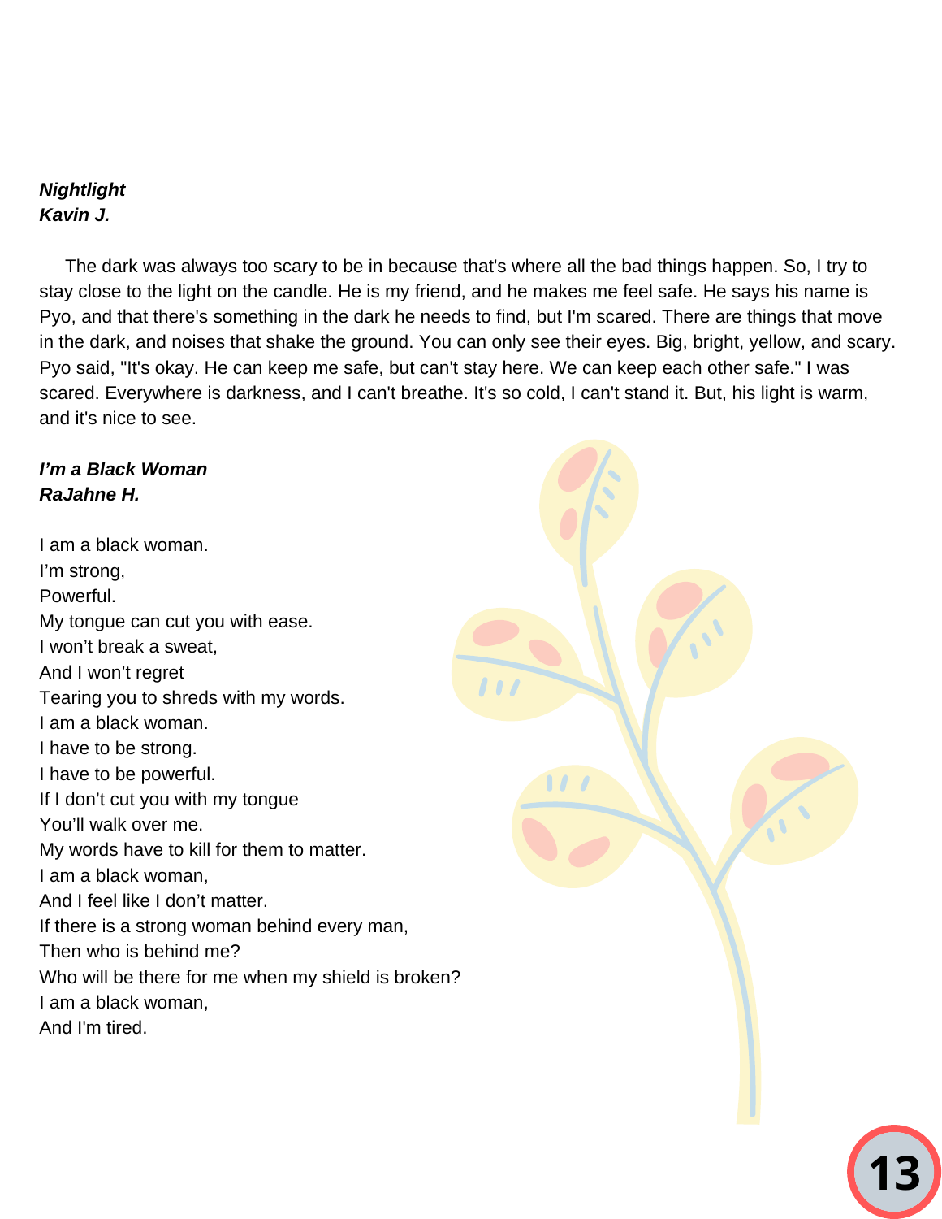***Nightlight***
***Kavin J.***

The dark was always too scary to be in because that's where all the bad things happen. So, I try to stay close to the light on the candle. He is my friend, and he makes me feel safe. He says his name is Pyo, and that there's something in the dark he needs to find, but I'm scared. There are things that move in the dark, and noises that shake the ground. You can only see their eyes. Big, bright, yellow, and scary. Pyo said, "It's okay. He can keep me safe, but can't stay here. We can keep each other safe." I was scared. Everywhere is darkness, and I can't breathe. It's so cold, I can't stand it. But, his light is warm, and it's nice to see.

***I'm a Black Woman***
***RaJahne H.***

I am a black woman.
I'm strong,
Powerful.
My tongue can cut you with ease.
I won't break a sweat,
And I won't regret
Tearing you to shreds with my words.
I am a black woman.
I have to be strong.
I have to be powerful.
If I don't cut you with my tongue
You'll walk over me.
My words have to kill for them to matter.
I am a black woman,
And I feel like I don't matter.
If there is a strong woman behind every man,
Then who is behind me?
Who will be there for me when my shield is broken?
I am a black woman,
And I'm tired.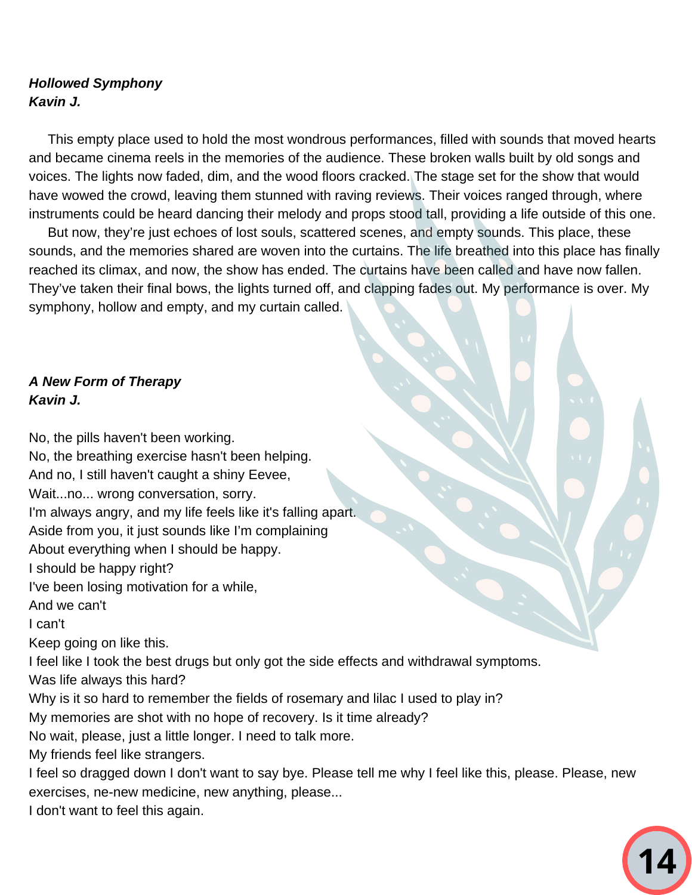***Hollowed Symphony***
***Kavin J.***

This empty place used to hold the most wondrous performances, filled with sounds that moved hearts and became cinema reels in the memories of the audience. These broken walls built by old songs and voices. The lights now faded, dim, and the wood floors cracked. The stage set for the show that would have wowed the crowd, leaving them stunned with raving reviews. Their voices ranged through, where instruments could be heard dancing their melody and props stood tall, providing a life outside of this one.

But now, they're just echoes of lost souls, scattered scenes, and empty sounds. This place, these sounds, and the memories shared are woven into the curtains. The life breathed into this place has finally reached its climax, and now, the show has ended. The curtains have been called and have now fallen. They've taken their final bows, the lights turned off, and clapping fades out. My performance is over. My symphony, hollow and empty, and my curtain called.

***A New Form of Therapy***
***Kavin J.***

No, the pills haven't been working.
No, the breathing exercise hasn't been helping.
And no, I still haven't caught a shiny Eevee,
Wait...no... wrong conversation, sorry.
I'm always angry, and my life feels like it's falling apart.
Aside from you, it just sounds like I'm complaining
About everything when I should be happy.
I should be happy right?
I've been losing motivation for a while,
And we can't
I can't
Keep going on like this.
I feel like I took the best drugs but only got the side effects and withdrawal symptoms.
Was life always this hard?
Why is it so hard to remember the fields of rosemary and lilac I used to play in?
My memories are shot with no hope of recovery. Is it time already?
No wait, please, just a little longer. I need to talk more.
My friends feel like strangers.
I feel so dragged down I don't want to say bye. Please tell me why I feel like this, please. Please, new exercises, ne-new medicine, new anything, please...
I don't want to feel this again.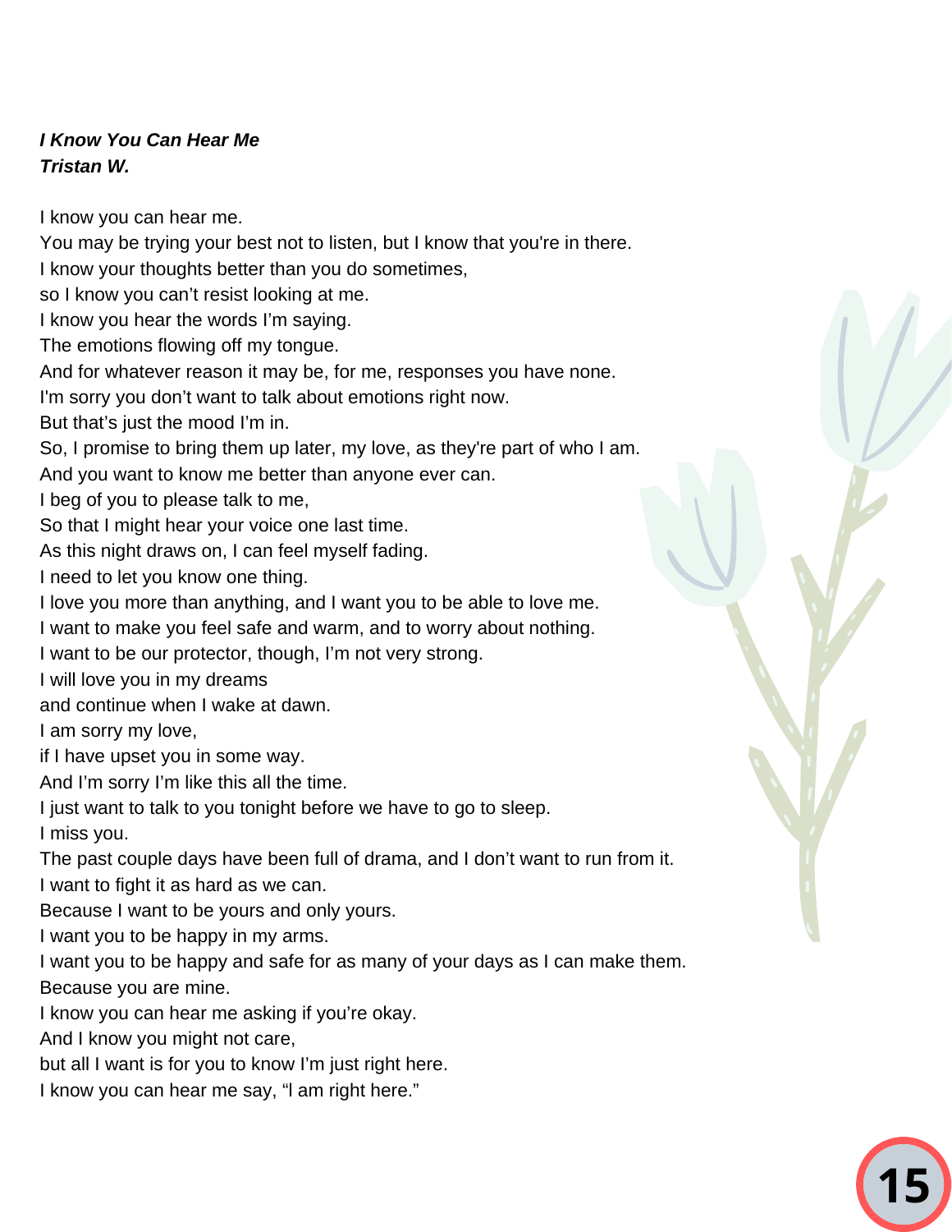***I Know You Can Hear Me***
***Tristan W.***

I know you can hear me.
You may be trying your best not to listen, but I know that you're in there.
I know your thoughts better than you do sometimes,
so I know you can't resist looking at me.
I know you hear the words I'm saying.
The emotions flowing off my tongue.
And for whatever reason it may be, for me, responses you have none.
I'm sorry you don't want to talk about emotions right now.
But that's just the mood I'm in.
So, I promise to bring them up later, my love, as they're part of who I am.
And you want to know me better than anyone ever can.
I beg of you to please talk to me,
So that I might hear your voice one last time.
As this night draws on, I can feel myself fading.
I need to let you know one thing.
I love you more than anything, and I want you to be able to love me.
I want to make you feel safe and warm, and to worry about nothing.
I want to be our protector, though, I'm not very strong.
I will love you in my dreams
and continue when I wake at dawn.
I am sorry my love,
if I have upset you in some way.
And I'm sorry I'm like this all the time.
I just want to talk to you tonight before we have to go to sleep.
I miss you.
The past couple days have been full of drama, and I don't want to run from it.
I want to fight it as hard as we can.
Because I want to be yours and only yours.
I want you to be happy in my arms.
I want you to be happy and safe for as many of your days as I can make them.
Because you are mine.
I know you can hear me asking if you're okay.
And I know you might not care,
but all I want is for you to know I'm just right here.
I know you can hear me say, "I am right here."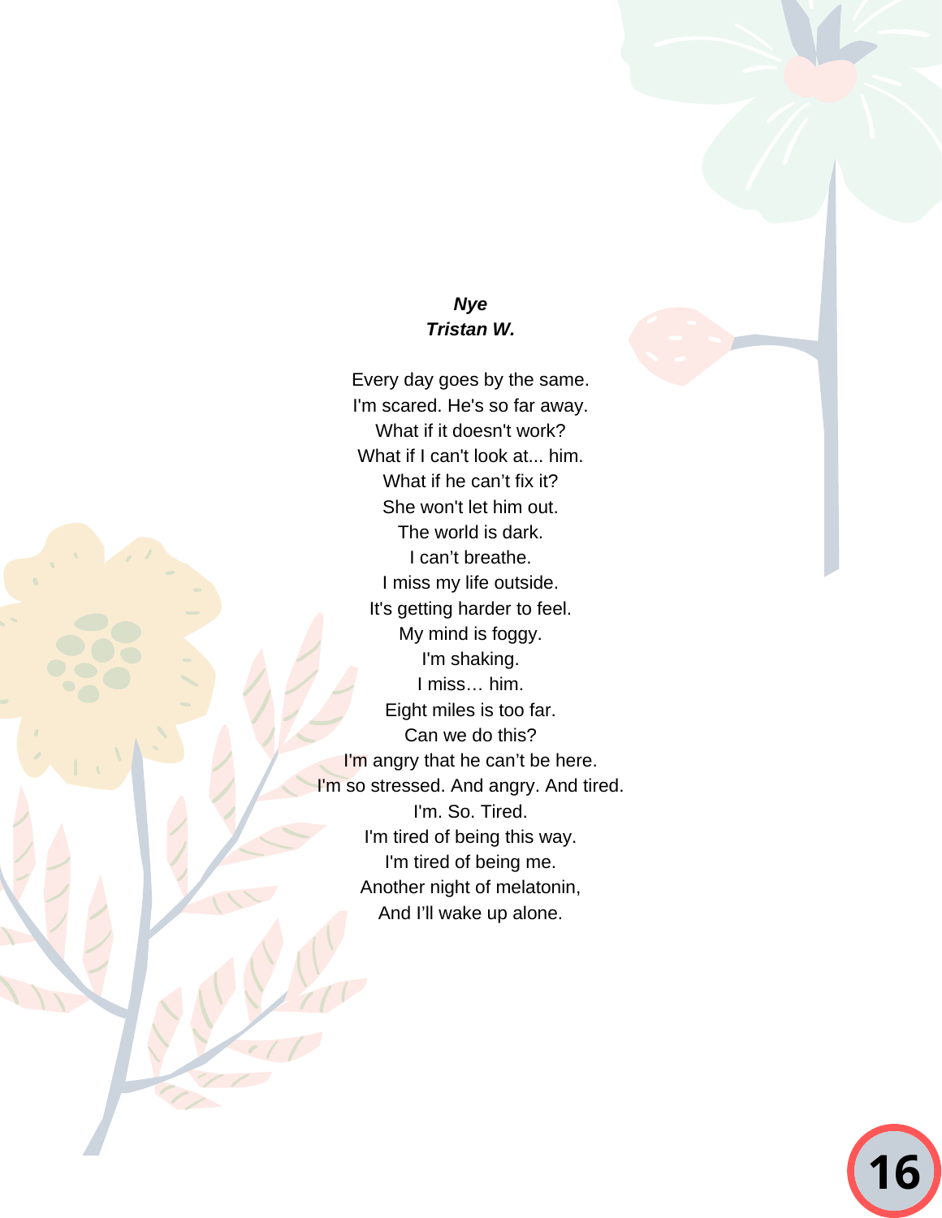***Nye***
***Tristan W.***

Every day goes by the same.
I'm scared. He's so far away.
What if it doesn't work?
What if I can't look at... him.
What if he can’t fix it?
She won't let him out.
The world is dark.
I can’t breathe.
I miss my life outside.
It's getting harder to feel.
My mind is foggy.
I'm shaking.
I miss… him.
Eight miles is too far.
Can we do this?
I'm angry that he can’t be here.
I'm so stressed. And angry. And tired.
I'm. So. Tired.
I'm tired of being this way.
I'm tired of being me.
Another night of melatonin,
And I’ll wake up alone.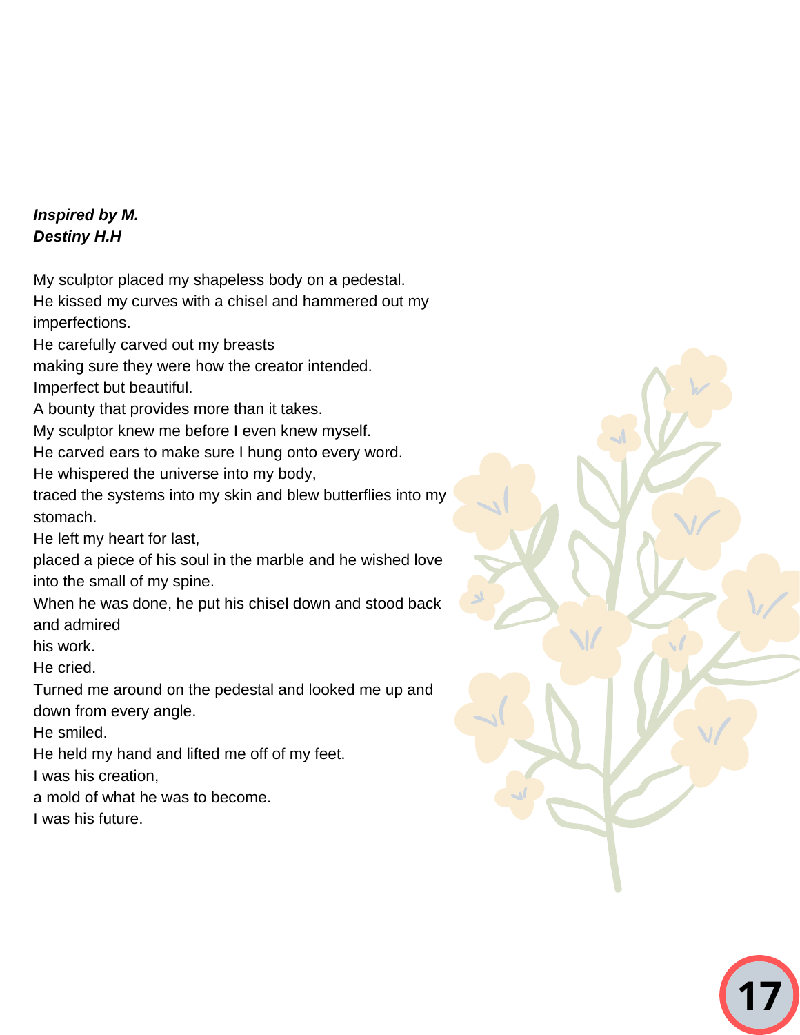***Inspired by M.***
***Destiny H.H***

My sculptor placed my shapeless body on a pedestal.
He kissed my curves with a chisel and hammered out my imperfections.
He carefully carved out my breasts
making sure they were how the creator intended.
Imperfect but beautiful.
A bounty that provides more than it takes.
My sculptor knew me before I even knew myself.
He carved ears to make sure I hung onto every word.
He whispered the universe into my body,
traced the systems into my skin and blew butterflies into my stomach.
He left my heart for last,
placed a piece of his soul in the marble and he wished love into the small of my spine.
When he was done, he put his chisel down and stood back and admired
his work.
He cried.
Turned me around on the pedestal and looked me up and down from every angle.
He smiled.
He held my hand and lifted me off of my feet.
I was his creation,
a mold of what he was to become.
I was his future.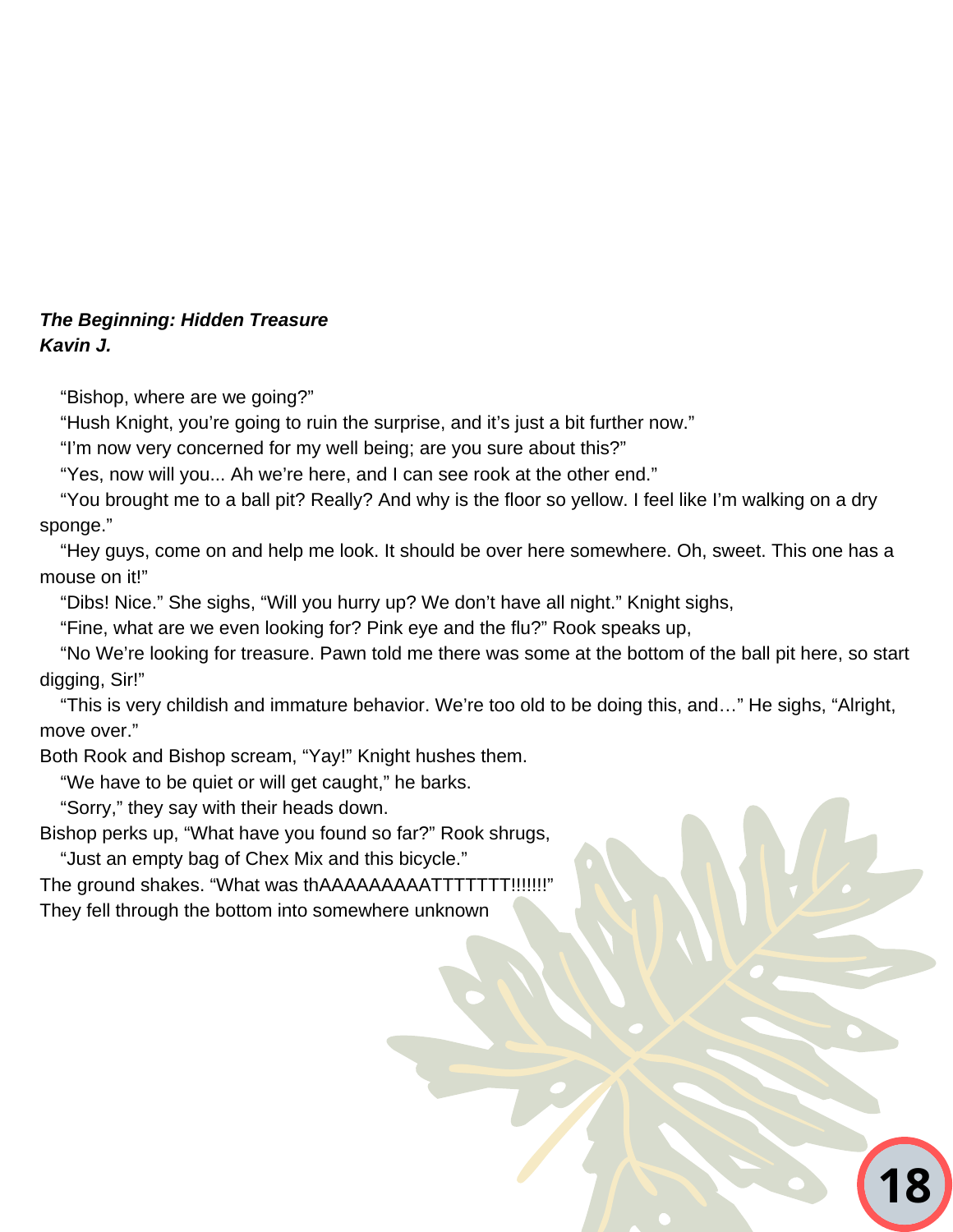***The Beginning: Hidden Treasure***
***Kavin J.***

“Bishop, where are we going?”

“Hush Knight, you’re going to ruin the surprise, and it’s just a bit further now.”

“I’m now very concerned for my well being; are you sure about this?”

“Yes, now will you... Ah we’re here, and I can see rook at the other end.”

“You brought me to a ball pit? Really? And why is the floor so yellow. I feel like I’m walking on a dry sponge.”

“Hey guys, come on and help me look. It should be over here somewhere. Oh, sweet. This one has a mouse on it!”

“Dibs! Nice.” She sighs, “Will you hurry up? We don’t have all night.” Knight sighs,

“Fine, what are we even looking for? Pink eye and the flu?” Rook speaks up,

“No We’re looking for treasure. Pawn told me there was some at the bottom of the ball pit here, so start digging, Sir!”

“This is very childish and immature behavior. We’re too old to be doing this, and…” He sighs, “Alright, move over.”

Both Rook and Bishop scream, “Yay!” Knight hushes them.

“We have to be quiet or will get caught,” he barks.

“Sorry,” they say with their heads down.

Bishop perks up, “What have you found so far?” Rook shrugs,

“Just an empty bag of Chex Mix and this bicycle.”

The ground shakes. “What was thAAAAAAAAATTTTTTT!!!!!!!”

They fell through the bottom into somewhere unknown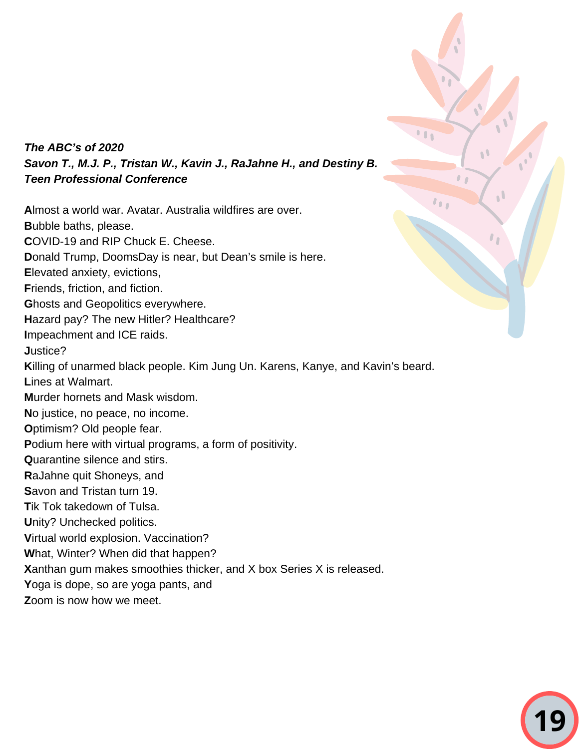***The ABC's of 2020***
***Savon T., M.J. P., Tristan W., Kavin J., RaJahne H., and Destiny B.***
***Teen Professional Conference***

**A**lmost a world war. Avatar. Australia wildfires are over.
**B**ubble baths, please.
**C**OVID-19 and RIP Chuck E. Cheese.
**D**onald Trump, DoomsDay is near, but Dean's smile is here.
**E**levated anxiety, evictions,
**F**riends, friction, and fiction.
**G**hosts and Geopolitics everywhere.
**H**azard pay? The new Hitler? Healthcare?
**I**mpeachment and ICE raids.
**J**ustice?
**K**illing of unarmed black people. Kim Jung Un. Karens, Kanye, and Kavin's beard.
**L**ines at Walmart.
**M**urder hornets and Mask wisdom.
**N**o justice, no peace, no income.
**O**ptimism? Old people fear.
**P**odium here with virtual programs, a form of positivity.
**Q**uarantine silence and stirs.
**R**aJahne quit Shoneys, and
**S**avon and Tristan turn 19.
**T**ik Tok takedown of Tulsa.
**U**nity? Unchecked politics.
**V**irtual world explosion. Vaccination?
**W**hat, Winter? When did that happen?
**X**anthan gum makes smoothies thicker, and X box Series X is released.
**Y**oga is dope, so are yoga pants, and
**Z**oom is now how we meet.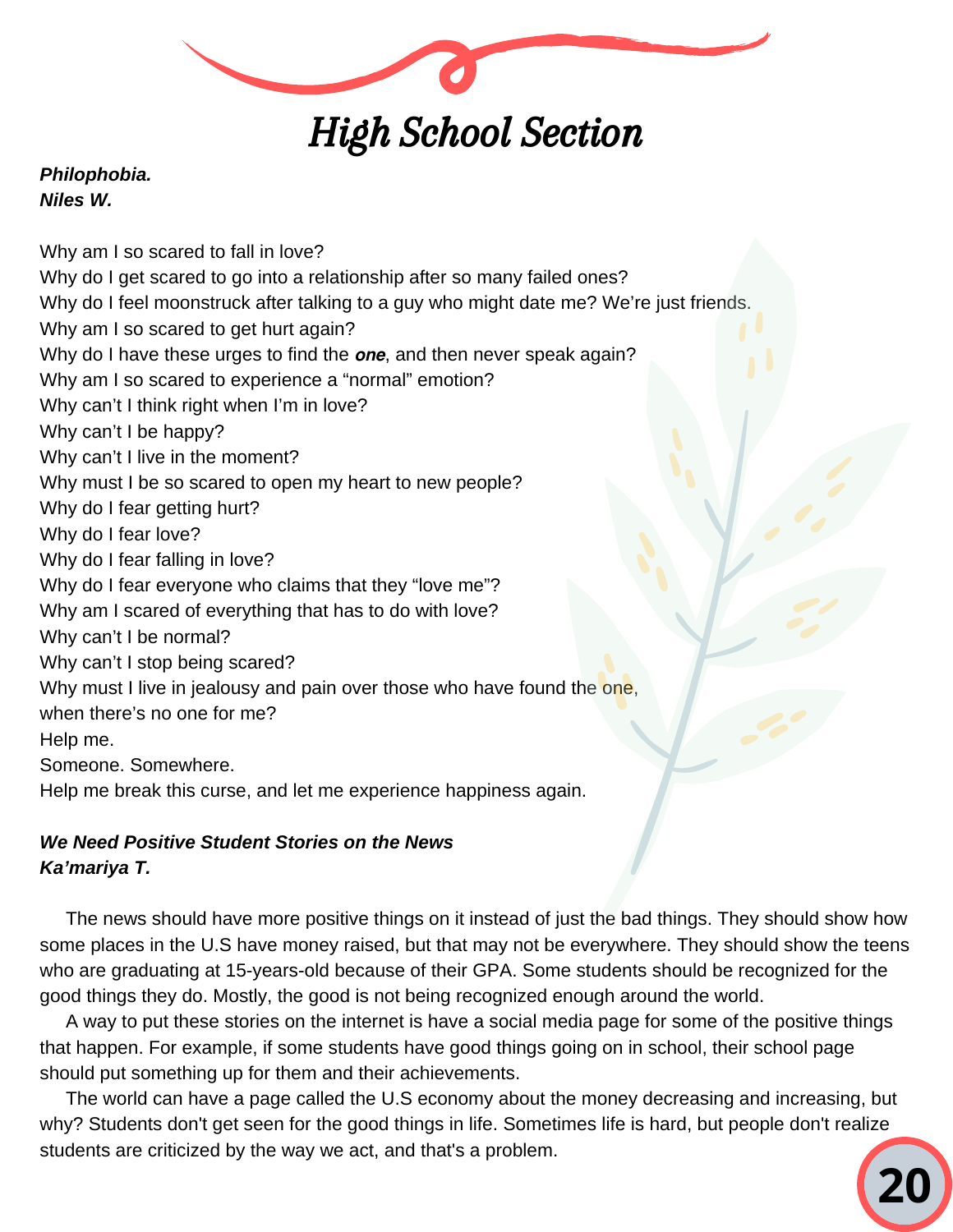# High School Section

***Philophobia.***
***Niles W.***

Why am I so scared to fall in love?
Why do I get scared to go into a relationship after so many failed ones?
Why do I feel moonstruck after talking to a guy who might date me? We're just friends.
Why am I so scared to get hurt again?
Why do I have these urges to find the ***one***, and then never speak again?
Why am I so scared to experience a "normal" emotion?
Why can't I think right when I'm in love?
Why can't I be happy?
Why can't I live in the moment?
Why must I be so scared to open my heart to new people?
Why do I fear getting hurt?
Why do I fear love?
Why do I fear falling in love?
Why do I fear everyone who claims that they "love me"?
Why am I scared of everything that has to do with love?
Why can't I be normal?
Why can't I stop being scared?
Why must I live in jealousy and pain over those who have found the one,
when there's no one for me?
Help me.
Someone. Somewhere.
Help me break this curse, and let me experience happiness again.

***We Need Positive Student Stories on the News***
***Ka'mariya T.***

The news should have more positive things on it instead of just the bad things. They should show how some places in the U.S have money raised, but that may not be everywhere. They should show the teens who are graduating at 15-years-old because of their GPA. Some students should be recognized for the good things they do. Mostly, the good is not being recognized enough around the world.

A way to put these stories on the internet is have a social media page for some of the positive things that happen. For example, if some students have good things going on in school, their school page should put something up for them and their achievements.

The world can have a page called the U.S economy about the money decreasing and increasing, but why? Students don't get seen for the good things in life. Sometimes life is hard, but people don't realize students are criticized by the way we act, and that's a problem.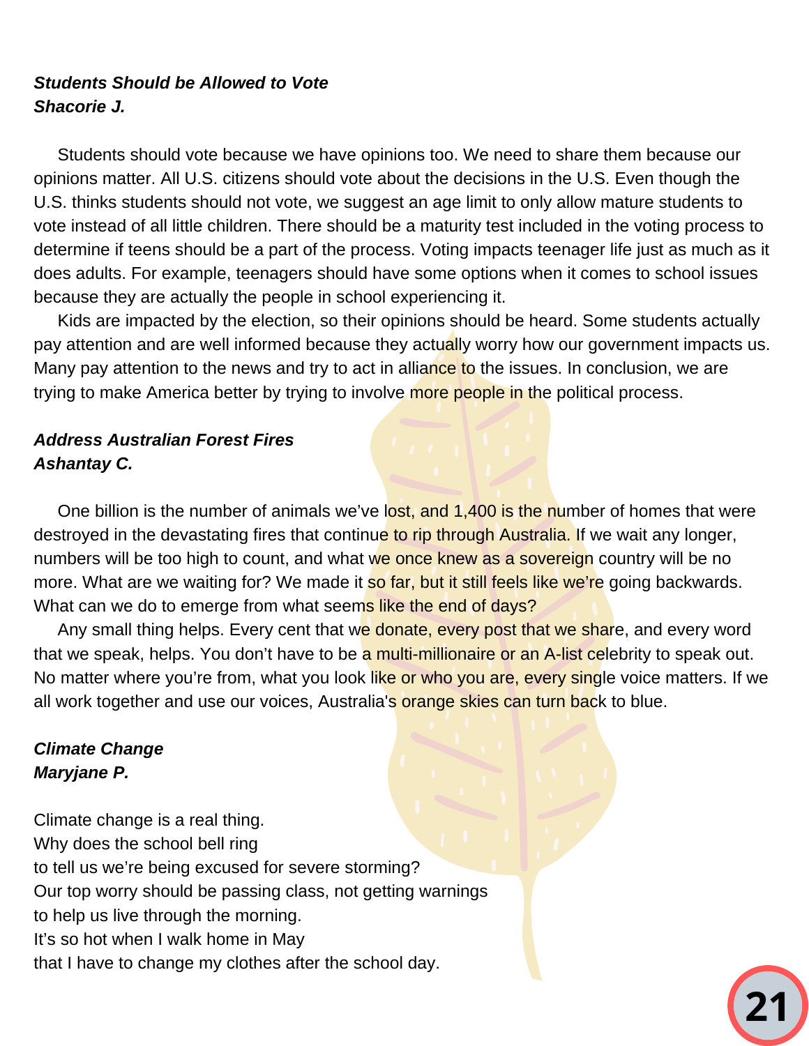***Students Should be Allowed to Vote***
***Shacorie J.***

Students should vote because we have opinions too. We need to share them because our opinions matter. All U.S. citizens should vote about the decisions in the U.S. Even though the U.S. thinks students should not vote, we suggest an age limit to only allow mature students to vote instead of all little children. There should be a maturity test included in the voting process to determine if teens should be a part of the process. Voting impacts teenager life just as much as it does adults. For example, teenagers should have some options when it comes to school issues because they are actually the people in school experiencing it.

Kids are impacted by the election, so their opinions should be heard. Some students actually pay attention and are well informed because they actually worry how our government impacts us. Many pay attention to the news and try to act in alliance to the issues. In conclusion, we are trying to make America better by trying to involve more people in the political process.

***Address Australian Forest Fires***
***Ashantay C.***

One billion is the number of animals we've lost, and 1,400 is the number of homes that were destroyed in the devastating fires that continue to rip through Australia. If we wait any longer, numbers will be too high to count, and what we once knew as a sovereign country will be no more. What are we waiting for? We made it so far, but it still feels like we're going backwards. What can we do to emerge from what seems like the end of days?

Any small thing helps. Every cent that we donate, every post that we share, and every word that we speak, helps. You don't have to be a multi-millionaire or an A-list celebrity to speak out. No matter where you're from, what you look like or who you are, every single voice matters. If we all work together and use our voices, Australia's orange skies can turn back to blue.

***Climate Change***
***Maryjane P.***

Climate change is a real thing.
Why does the school bell ring
to tell us we're being excused for severe storming?
Our top worry should be passing class, not getting warnings
to help us live through the morning.
It's so hot when I walk home in May
that I have to change my clothes after the school day.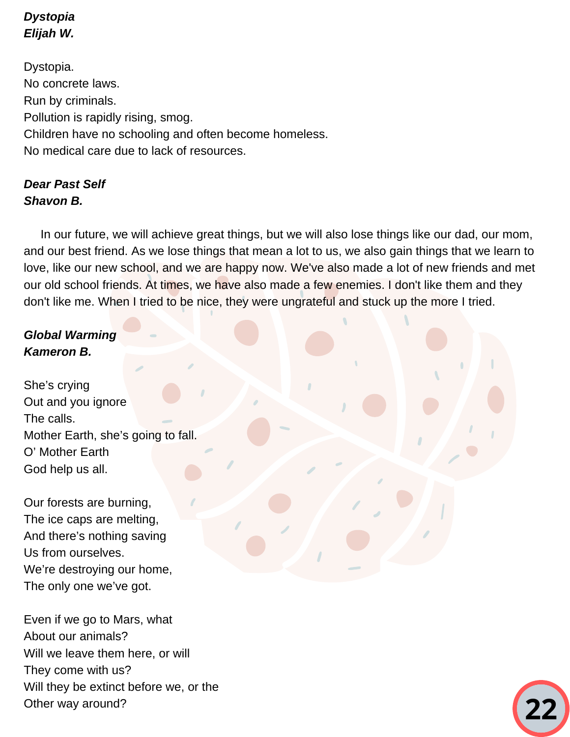***Dystopia***
***Elijah W.***

Dystopia.
No concrete laws.
Run by criminals.
Pollution is rapidly rising, smog.
Children have no schooling and often become homeless.
No medical care due to lack of resources.

***Dear Past Self***
***Shavon B.***

In our future, we will achieve great things, but we will also lose things like our dad, our mom, and our best friend. As we lose things that mean a lot to us, we also gain things that we learn to love, like our new school, and we are happy now. We've also made a lot of new friends and met our old school friends. At times, we have also made a few enemies. I don't like them and they don't like me. When I tried to be nice, they were ungrateful and stuck up the more I tried.

***Global Warming***
***Kameron B.***

She's crying
Out and you ignore
The calls.
Mother Earth, she's going to fall.
O' Mother Earth
God help us all.

Our forests are burning,
The ice caps are melting,
And there's nothing saving
Us from ourselves.
We're destroying our home,
The only one we've got.

Even if we go to Mars, what
About our animals?
Will we leave them here, or will
They come with us?
Will they be extinct before we, or the
Other way around?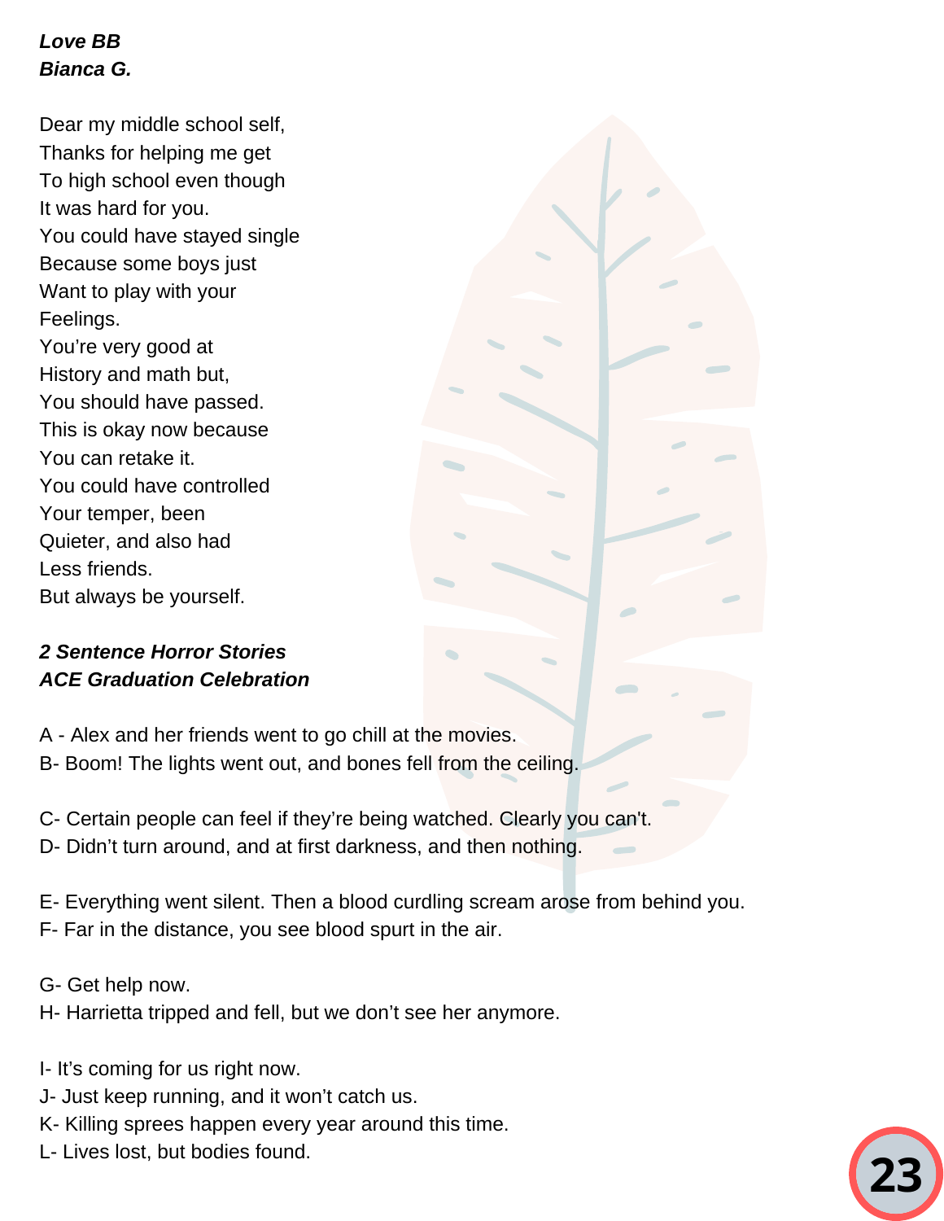***Love BB***
***Bianca G.***

Dear my middle school self,
Thanks for helping me get
To high school even though
It was hard for you.
You could have stayed single
Because some boys just
Want to play with your
Feelings.
You're very good at
History and math but,
You should have passed.
This is okay now because
You can retake it.
You could have controlled
Your temper, been
Quieter, and also had
Less friends.
But always be yourself.

***2 Sentence Horror Stories***
***ACE Graduation Celebration***

A - Alex and her friends went to go chill at the movies.
B- Boom! The lights went out, and bones fell from the ceiling.

C- Certain people can feel if they're being watched. Clearly you can't.
D- Didn't turn around, and at first darkness, and then nothing.

E- Everything went silent. Then a blood curdling scream arose from behind you.
F- Far in the distance, you see blood spurt in the air.

G- Get help now.
H- Harrietta tripped and fell, but we don't see her anymore.

I- It's coming for us right now.
J- Just keep running, and it won't catch us.
K- Killing sprees happen every year around this time.
L- Lives lost, but bodies found.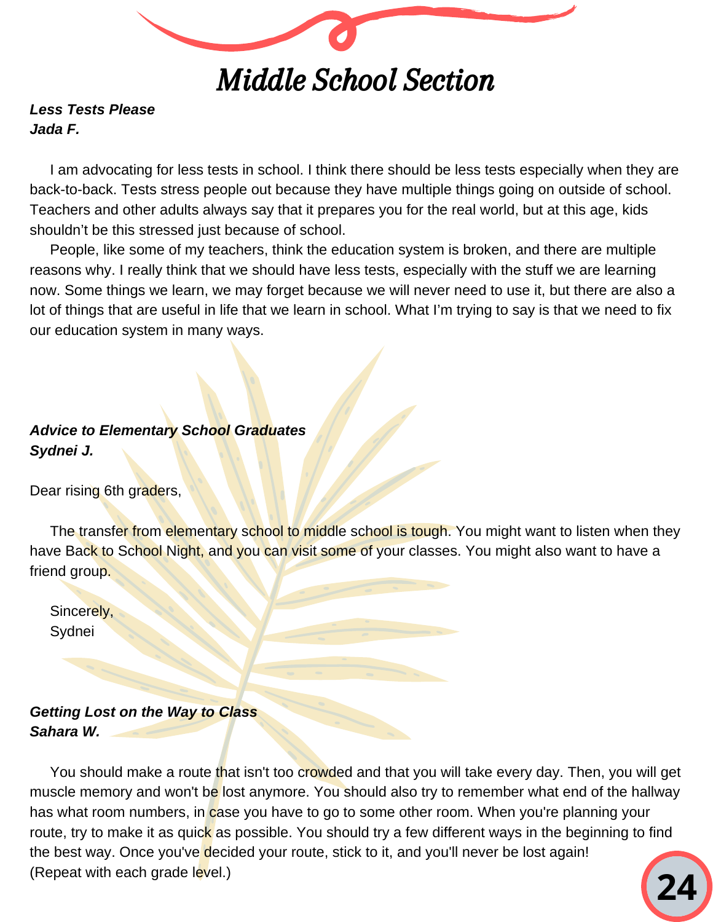# Middle School Section

***Less Tests Please***
***Jada F.***

I am advocating for less tests in school. I think there should be less tests especially when they are back-to-back. Tests stress people out because they have multiple things going on outside of school. Teachers and other adults always say that it prepares you for the real world, but at this age, kids shouldn't be this stressed just because of school.

People, like some of my teachers, think the education system is broken, and there are multiple reasons why. I really think that we should have less tests, especially with the stuff we are learning now. Some things we learn, we may forget because we will never need to use it, but there are also a lot of things that are useful in life that we learn in school. What I'm trying to say is that we need to fix our education system in many ways.

***Advice to Elementary School Graduates***
***Sydnei J.***

Dear rising 6th graders,

The transfer from elementary school to middle school is tough. You might want to listen when they have Back to School Night, and you can visit some of your classes. You might also want to have a friend group.

Sincerely,
Sydnei

***Getting Lost on the Way to Class***
***Sahara W.***

You should make a route that isn't too crowded and that you will take every day. Then, you will get muscle memory and won't be lost anymore. You should also try to remember what end of the hallway has what room numbers, in case you have to go to some other room. When you're planning your route, try to make it as quick as possible. You should try a few different ways in the beginning to find the best way. Once you've decided your route, stick to it, and you'll never be lost again!
(Repeat with each grade level.)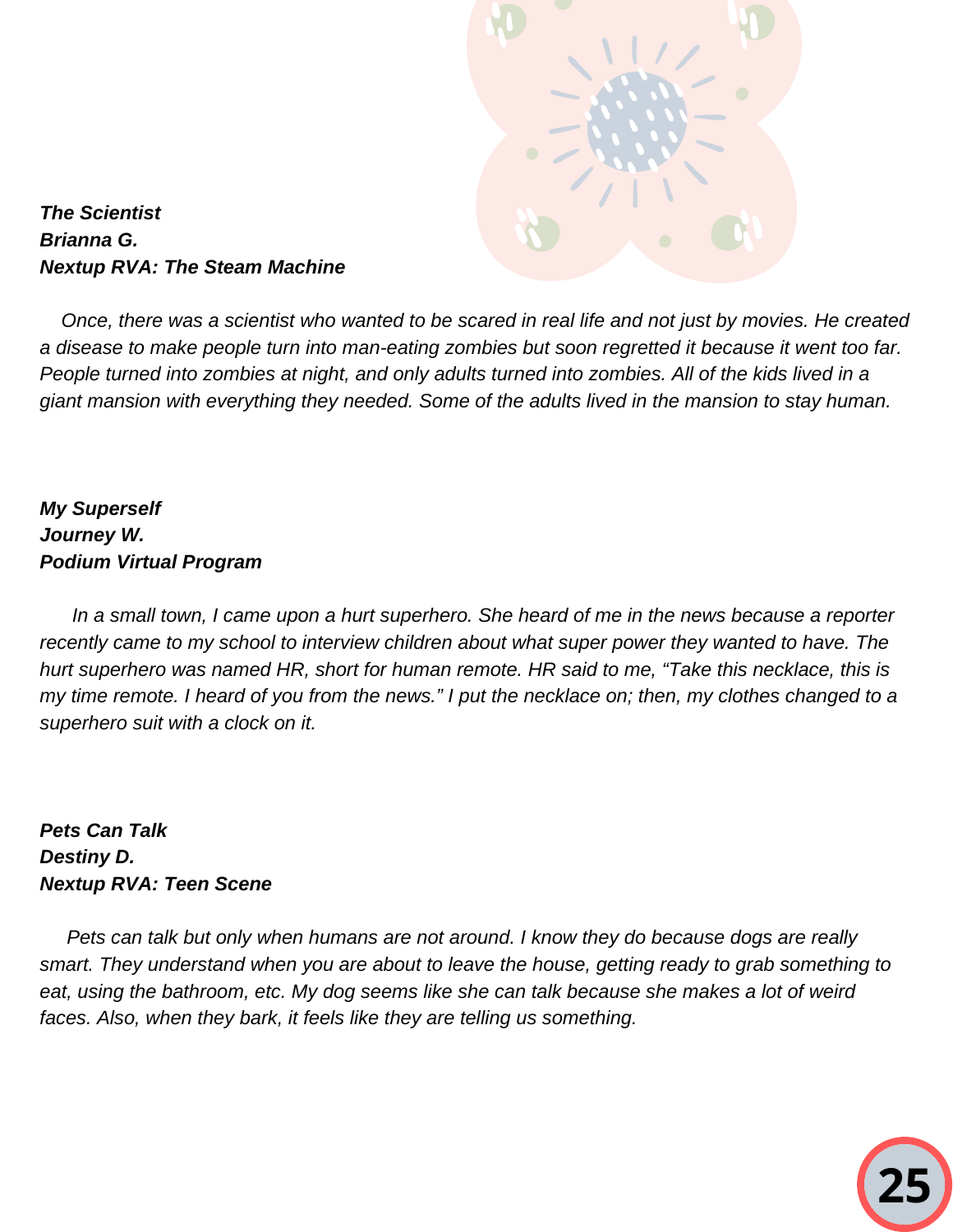***The Scientist***
***Brianna G.***
***Nextup RVA: The Steam Machine***

*Once, there was a scientist who wanted to be scared in real life and not just by movies. He created a disease to make people turn into man-eating zombies but soon regretted it because it went too far. People turned into zombies at night, and only adults turned into zombies. All of the kids lived in a giant mansion with everything they needed. Some of the adults lived in the mansion to stay human.*

***My Superself***
***Journey W.***
***Podium Virtual Program***

*In a small town, I came upon a hurt superhero. She heard of me in the news because a reporter recently came to my school to interview children about what super power they wanted to have. The hurt superhero was named HR, short for human remote. HR said to me, "Take this necklace, this is my time remote. I heard of you from the news." I put the necklace on; then, my clothes changed to a superhero suit with a clock on it.*

***Pets Can Talk***
***Destiny D.***
***Nextup RVA: Teen Scene***

*Pets can talk but only when humans are not around. I know they do because dogs are really smart. They understand when you are about to leave the house, getting ready to grab something to eat, using the bathroom, etc. My dog seems like she can talk because she makes a lot of weird faces. Also, when they bark, it feels like they are telling us something.*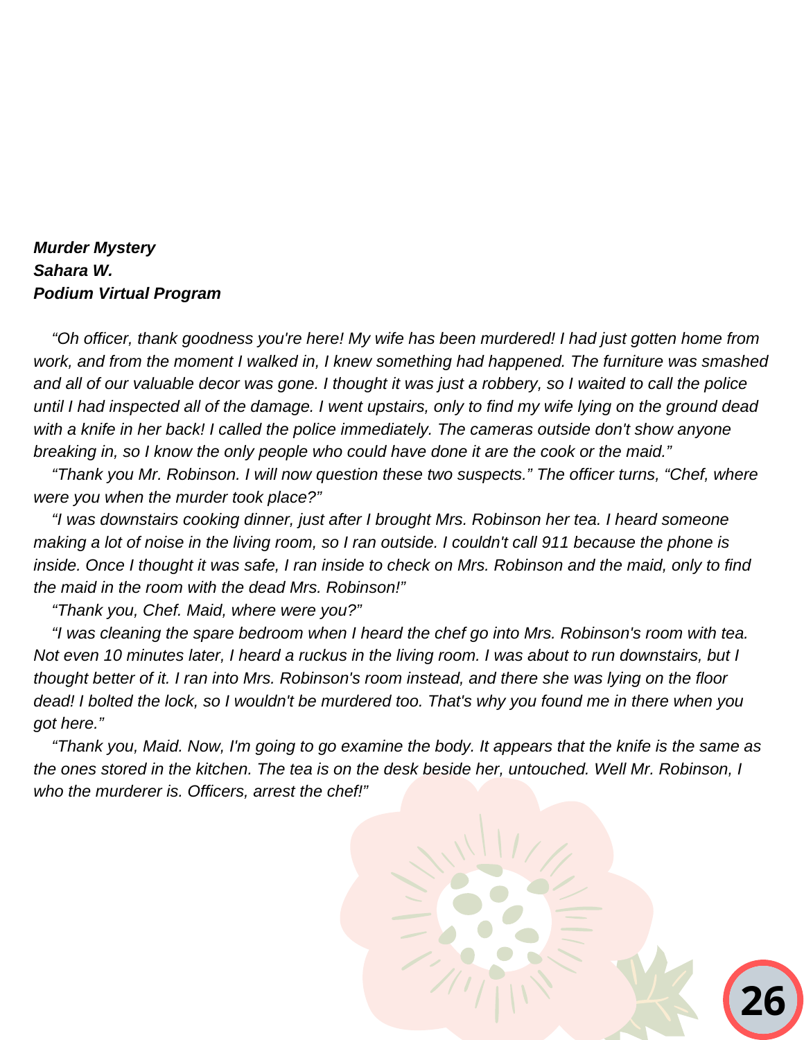***Murder Mystery***
***Sahara W.***
***Podium Virtual Program***

*"Oh officer, thank goodness you're here! My wife has been murdered! I had just gotten home from work, and from the moment I walked in, I knew something had happened. The furniture was smashed and all of our valuable decor was gone. I thought it was just a robbery, so I waited to call the police until I had inspected all of the damage. I went upstairs, only to find my wife lying on the ground dead with a knife in her back! I called the police immediately. The cameras outside don't show anyone breaking in, so I know the only people who could have done it are the cook or the maid."*

*"Thank you Mr. Robinson. I will now question these two suspects." The officer turns, "Chef, where were you when the murder took place?"*

*"I was downstairs cooking dinner, just after I brought Mrs. Robinson her tea. I heard someone making a lot of noise in the living room, so I ran outside. I couldn't call 911 because the phone is inside. Once I thought it was safe, I ran inside to check on Mrs. Robinson and the maid, only to find the maid in the room with the dead Mrs. Robinson!"*

*"Thank you, Chef. Maid, where were you?"*

*"I was cleaning the spare bedroom when I heard the chef go into Mrs. Robinson's room with tea. Not even 10 minutes later, I heard a ruckus in the living room. I was about to run downstairs, but I thought better of it. I ran into Mrs. Robinson's room instead, and there she was lying on the floor dead! I bolted the lock, so I wouldn't be murdered too. That's why you found me in there when you got here."*

*"Thank you, Maid. Now, I'm going to go examine the body. It appears that the knife is the same as the ones stored in the kitchen. The tea is on the desk beside her, untouched. Well Mr. Robinson, I who the murderer is. Officers, arrest the chef!"*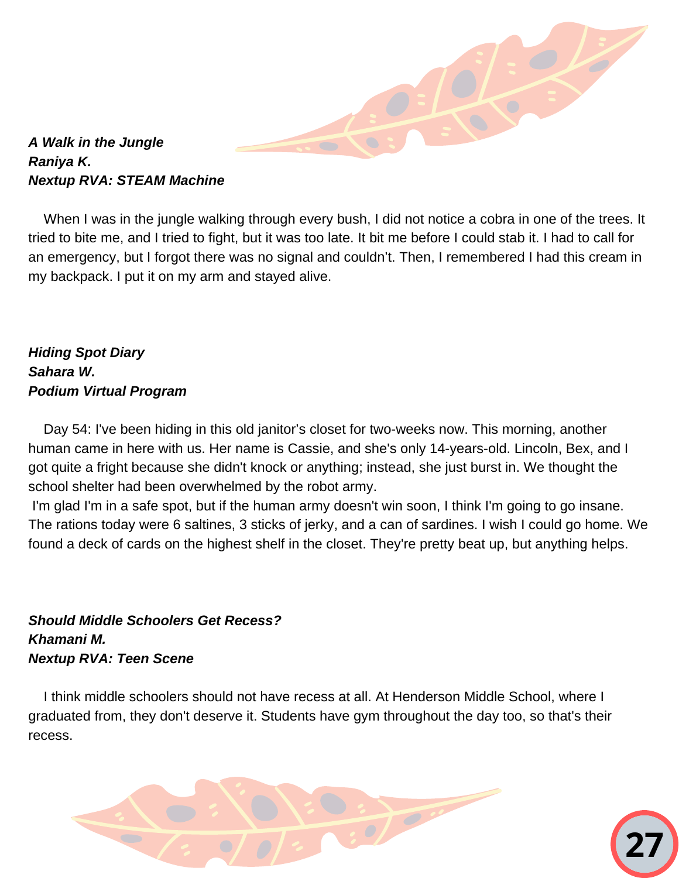***A Walk in the Jungle***
***Raniya K.***
***Nextup RVA: STEAM Machine***

When I was in the jungle walking through every bush, I did not notice a cobra in one of the trees. It tried to bite me, and I tried to fight, but it was too late. It bit me before I could stab it. I had to call for an emergency, but I forgot there was no signal and couldn't. Then, I remembered I had this cream in my backpack. I put it on my arm and stayed alive.

***Hiding Spot Diary***
***Sahara W.***
***Podium Virtual Program***

Day 54: I've been hiding in this old janitor's closet for two-weeks now. This morning, another human came in here with us. Her name is Cassie, and she's only 14-years-old. Lincoln, Bex, and I got quite a fright because she didn't knock or anything; instead, she just burst in. We thought the school shelter had been overwhelmed by the robot army.

I'm glad I'm in a safe spot, but if the human army doesn't win soon, I think I'm going to go insane. The rations today were 6 saltines, 3 sticks of jerky, and a can of sardines. I wish I could go home. We found a deck of cards on the highest shelf in the closet. They're pretty beat up, but anything helps.

***Should Middle Schoolers Get Recess?***
***Khamani M.***
***Nextup RVA: Teen Scene***

I think middle schoolers should not have recess at all. At Henderson Middle School, where I graduated from, they don't deserve it. Students have gym throughout the day too, so that's their recess.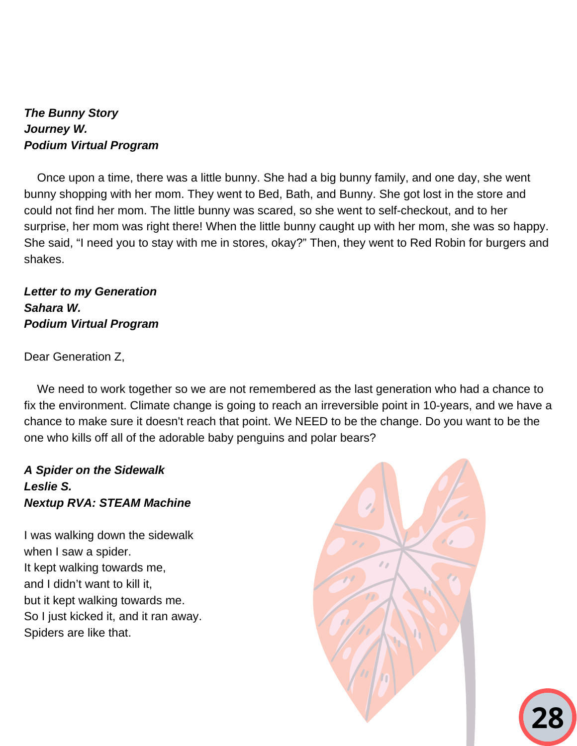***The Bunny Story***
***Journey W.***
***Podium Virtual Program***

Once upon a time, there was a little bunny. She had a big bunny family, and one day, she went bunny shopping with her mom. They went to Bed, Bath, and Bunny. She got lost in the store and could not find her mom. The little bunny was scared, so she went to self-checkout, and to her surprise, her mom was right there! When the little bunny caught up with her mom, she was so happy. She said, "I need you to stay with me in stores, okay?" Then, they went to Red Robin for burgers and shakes.

***Letter to my Generation***
***Sahara W.***
***Podium Virtual Program***

Dear Generation Z,

We need to work together so we are not remembered as the last generation who had a chance to fix the environment. Climate change is going to reach an irreversible point in 10-years, and we have a chance to make sure it doesn't reach that point. We NEED to be the change. Do you want to be the one who kills off all of the adorable baby penguins and polar bears?

***A Spider on the Sidewalk***
***Leslie S.***
***Nextup RVA: STEAM Machine***

I was walking down the sidewalk
when I saw a spider.
It kept walking towards me,
and I didn't want to kill it,
but it kept walking towards me.
So I just kicked it, and it ran away.
Spiders are like that.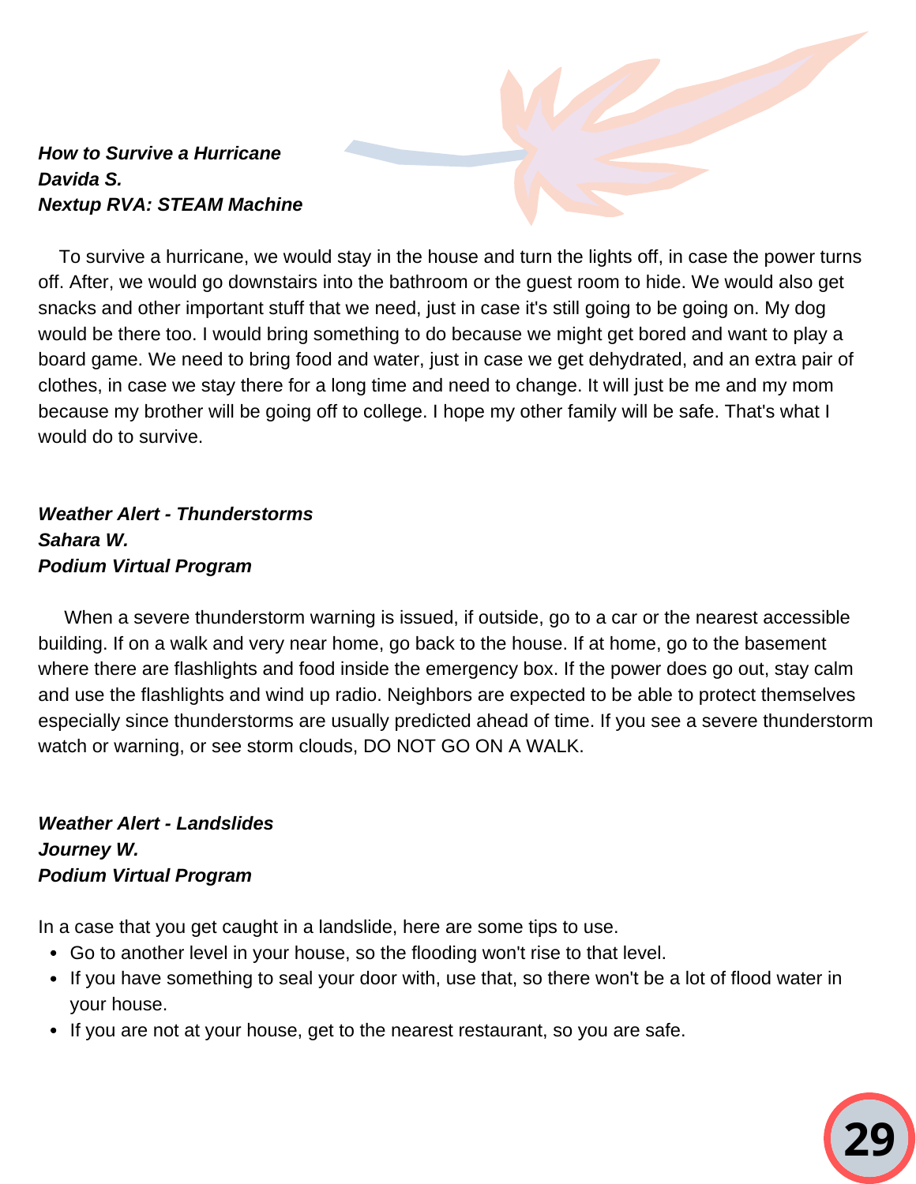***How to Survive a Hurricane***
***Davida S.***
***Nextup RVA: STEAM Machine***

To survive a hurricane, we would stay in the house and turn the lights off, in case the power turns off. After, we would go downstairs into the bathroom or the guest room to hide. We would also get snacks and other important stuff that we need, just in case it's still going to be going on. My dog would be there too. I would bring something to do because we might get bored and want to play a board game. We need to bring food and water, just in case we get dehydrated, and an extra pair of clothes, in case we stay there for a long time and need to change. It will just be me and my mom because my brother will be going off to college. I hope my other family will be safe. That's what I would do to survive.

***Weather Alert - Thunderstorms***
***Sahara W.***
***Podium Virtual Program***

When a severe thunderstorm warning is issued, if outside, go to a car or the nearest accessible building. If on a walk and very near home, go back to the house. If at home, go to the basement where there are flashlights and food inside the emergency box. If the power does go out, stay calm and use the flashlights and wind up radio. Neighbors are expected to be able to protect themselves especially since thunderstorms are usually predicted ahead of time. If you see a severe thunderstorm watch or warning, or see storm clouds, DO NOT GO ON A WALK.

***Weather Alert - Landslides***
***Journey W.***
***Podium Virtual Program***

In a case that you get caught in a landslide, here are some tips to use.

- Go to another level in your house, so the flooding won't rise to that level.
- If you have something to seal your door with, use that, so there won't be a lot of flood water in your house.
- If you are not at your house, get to the nearest restaurant, so you are safe.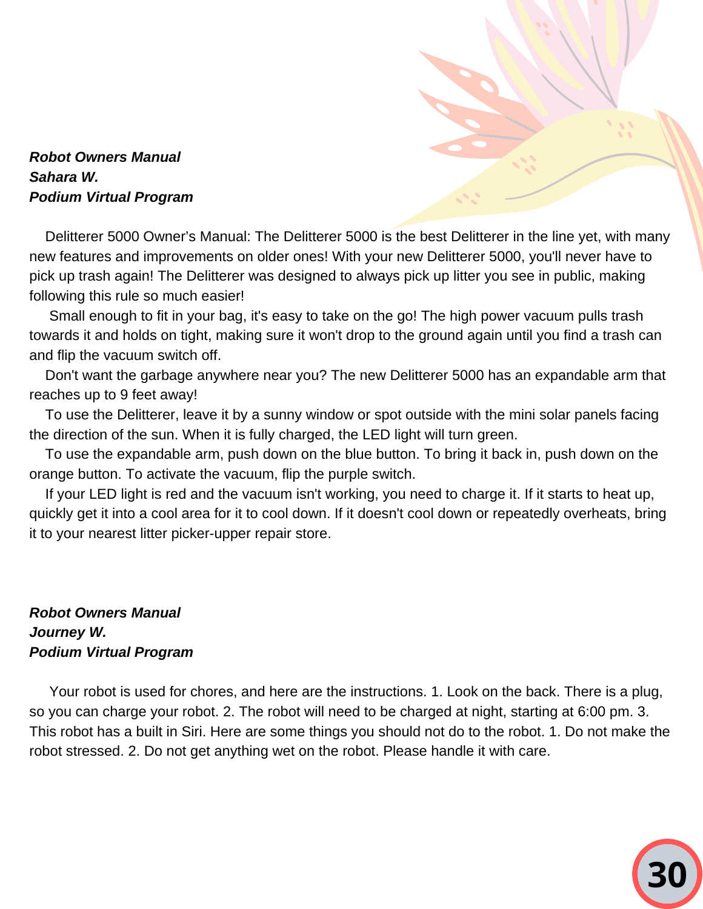***Robot Owners Manual***
***Sahara W.***
***Podium Virtual Program***

Delitterer 5000 Owner's Manual: The Delitterer 5000 is the best Delitterer in the line yet, with many new features and improvements on older ones! With your new Delitterer 5000, you'll never have to pick up trash again! The Delitterer was designed to always pick up litter you see in public, making following this rule so much easier!

Small enough to fit in your bag, it's easy to take on the go! The high power vacuum pulls trash towards it and holds on tight, making sure it won't drop to the ground again until you find a trash can and flip the vacuum switch off.

Don't want the garbage anywhere near you? The new Delitterer 5000 has an expandable arm that reaches up to 9 feet away!

To use the Delitterer, leave it by a sunny window or spot outside with the mini solar panels facing the direction of the sun. When it is fully charged, the LED light will turn green.

To use the expandable arm, push down on the blue button. To bring it back in, push down on the orange button. To activate the vacuum, flip the purple switch.

If your LED light is red and the vacuum isn't working, you need to charge it. If it starts to heat up, quickly get it into a cool area for it to cool down. If it doesn't cool down or repeatedly overheats, bring it to your nearest litter picker-upper repair store.

***Robot Owners Manual***
***Journey W.***
***Podium Virtual Program***

Your robot is used for chores, and here are the instructions. 1. Look on the back. There is a plug, so you can charge your robot. 2. The robot will need to be charged at night, starting at 6:00 pm. 3. This robot has a built in Siri. Here are some things you should not do to the robot. 1. Do not make the robot stressed. 2. Do not get anything wet on the robot. Please handle it with care.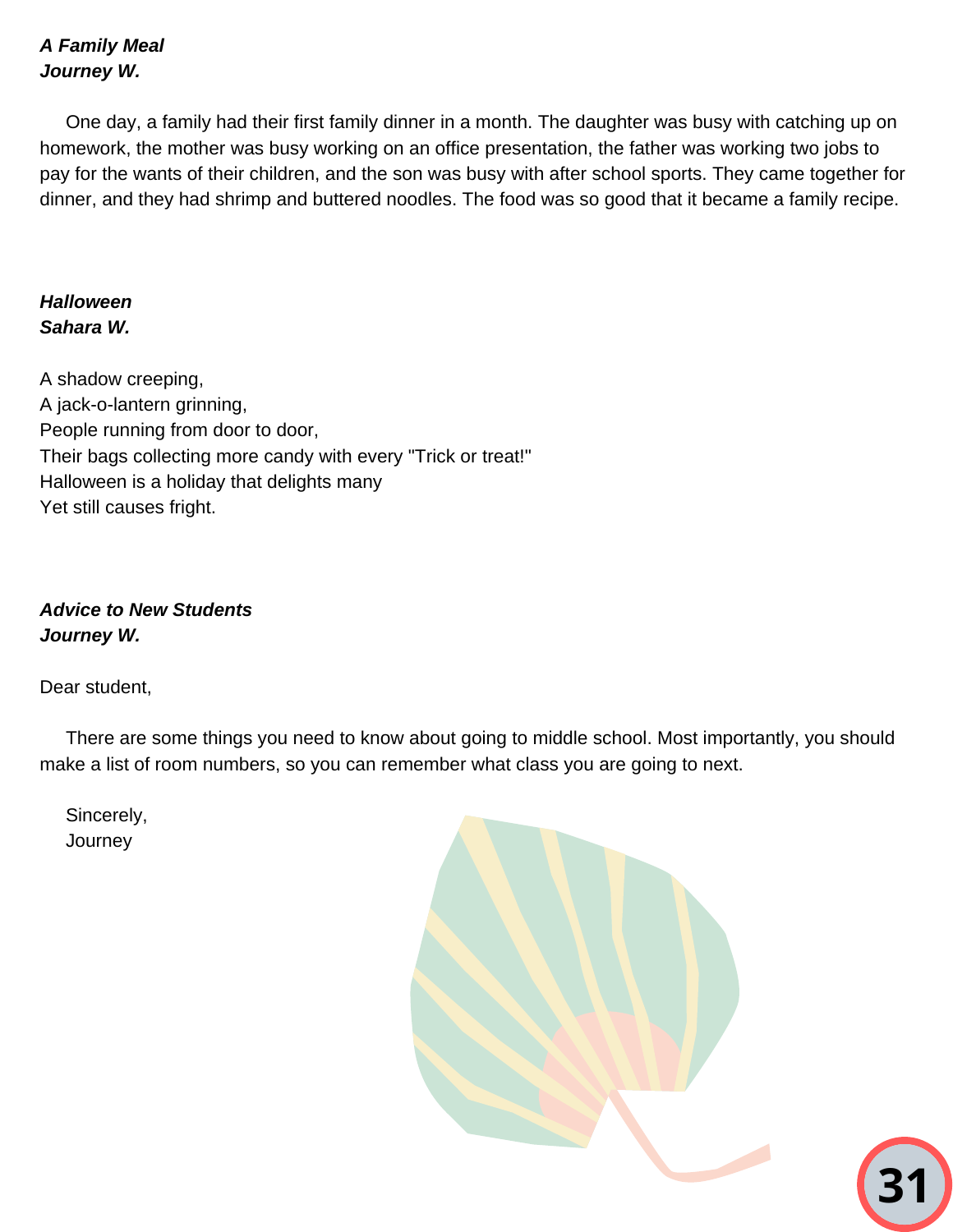***A Family Meal***
***Journey W.***

One day, a family had their first family dinner in a month. The daughter was busy with catching up on homework, the mother was busy working on an office presentation, the father was working two jobs to pay for the wants of their children, and the son was busy with after school sports. They came together for dinner, and they had shrimp and buttered noodles. The food was so good that it became a family recipe.

***Halloween***
***Sahara W.***

A shadow creeping,
A jack-o-lantern grinning,
People running from door to door,
Their bags collecting more candy with every "Trick or treat!"
Halloween is a holiday that delights many
Yet still causes fright.

***Advice to New Students***
***Journey W.***

Dear student,

There are some things you need to know about going to middle school. Most importantly, you should make a list of room numbers, so you can remember what class you are going to next.

Sincerely,
Journey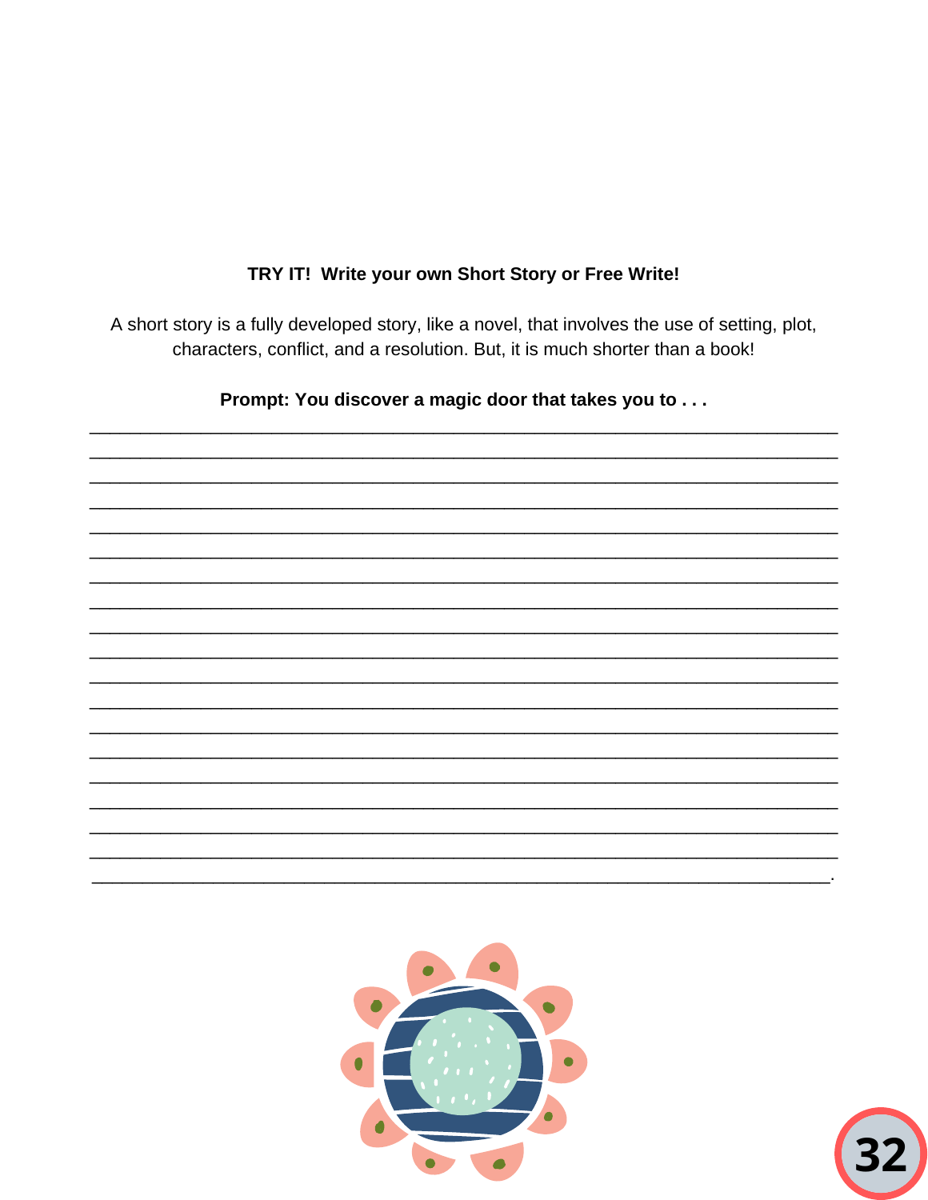**TRY IT! Write your own Short Story or Free Write!**

A short story is a fully developed story, like a novel, that involves the use of setting, plot, characters, conflict, and a resolution. But, it is much shorter than a book!

**Prompt: You discover a magic door that takes you to . . .**

___________________________________________________________________________

___________________________________________________________________________

___________________________________________________________________________

___________________________________________________________________________

___________________________________________________________________________

___________________________________________________________________________

___________________________________________________________________________

___________________________________________________________________________

___________________________________________________________________________

___________________________________________________________________________

___________________________________________________________________________

___________________________________________________________________________

___________________________________________________________________________

___________________________________________________________________________

___________________________________________________________________________

___________________________________________________________________________

___________________________________________________________________________

___________________________________________________________________________

__________________________________________________________________________.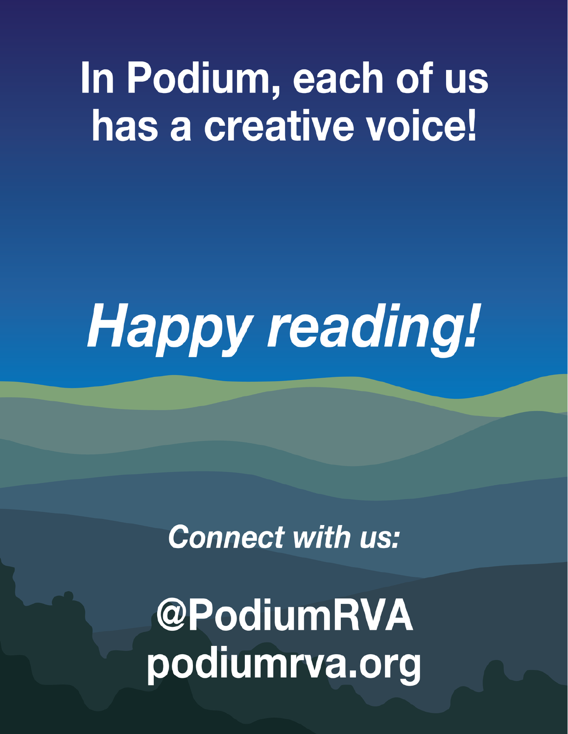# In Podium, each of us has a creative voice!

***Happy reading!***

***Connect with us:***

**@PodiumRVA**
**podiumrva.org**